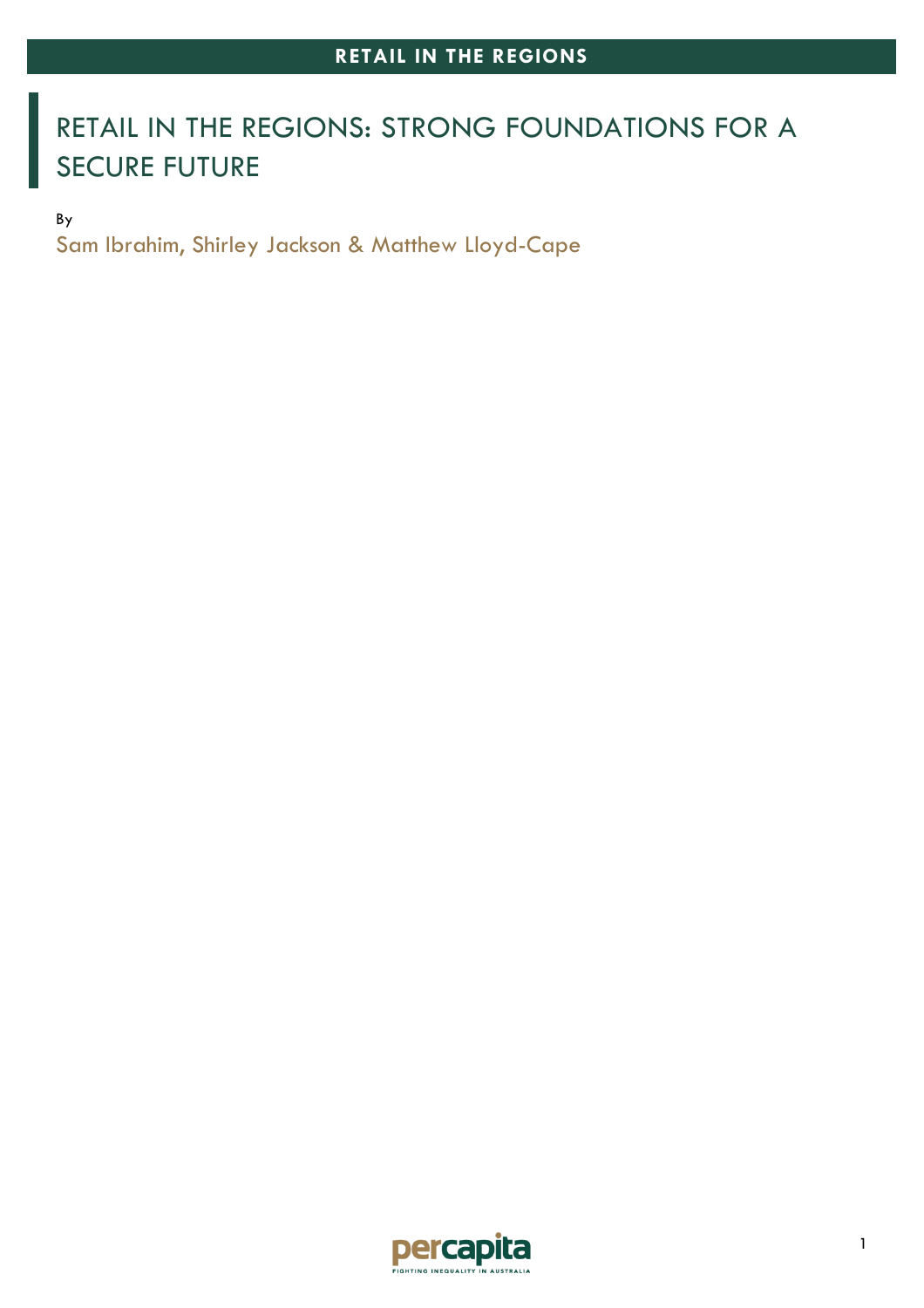# RETAIL IN THE REGIONS: STRONG FOUNDATIONS FOR A SECURE FUTURE

By

Sam Ibrahim, Shirley Jackson & Matthew Lloyd-Cape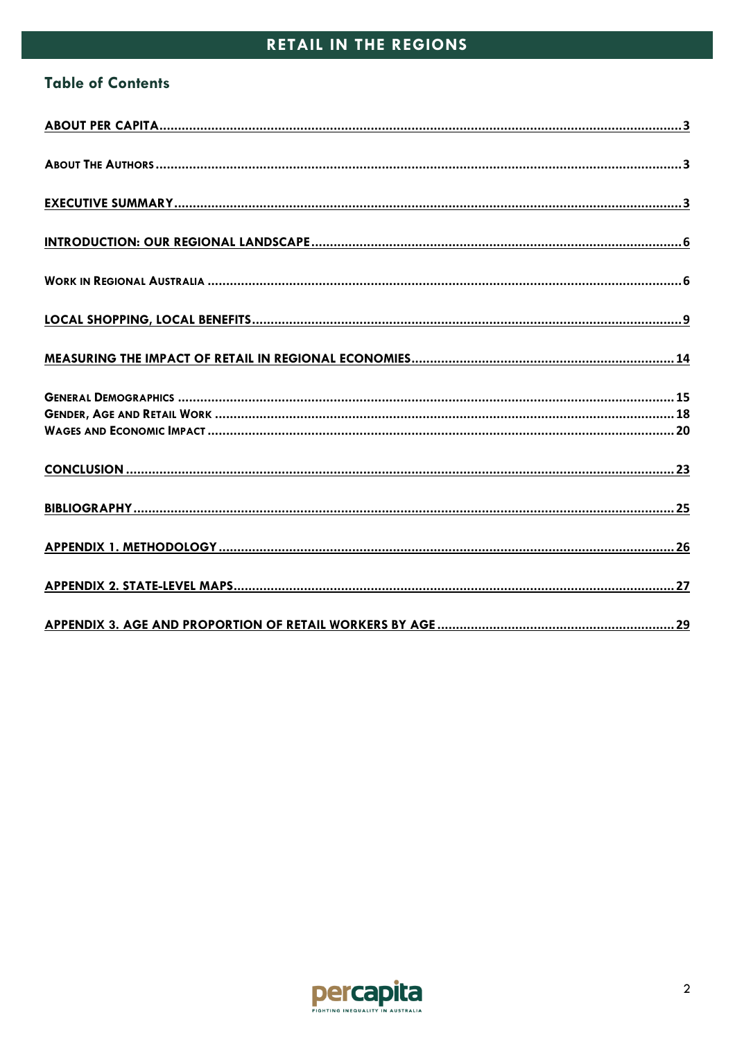## Table of Contents

ABOUT PER CAPITA ..... 3

About The Authors ..... 3

EXECUTIVE SUMMARY ..... 3

INTRODUCTION: OUR REGIONAL LANDSCAPE ..... 6

Work in Regional Australia ..... 6

LOCAL SHOPPING, LOCAL BENEFITS ..... 9

MEASURING THE IMPACT OF RETAIL IN REGIONAL ECONOMIES ..... 14

General Demographics ..... 15
Gender, Age and Retail Work ..... 18
Wages and Economic Impact ..... 20

CONCLUSION ..... 23

BIBLIOGRAPHY ..... 25

APPENDIX 1. METHODOLOGY ..... 26

APPENDIX 2. STATE-LEVEL MAPS ..... 27

APPENDIX 3. AGE AND PROPORTION OF RETAIL WORKERS BY AGE ..... 29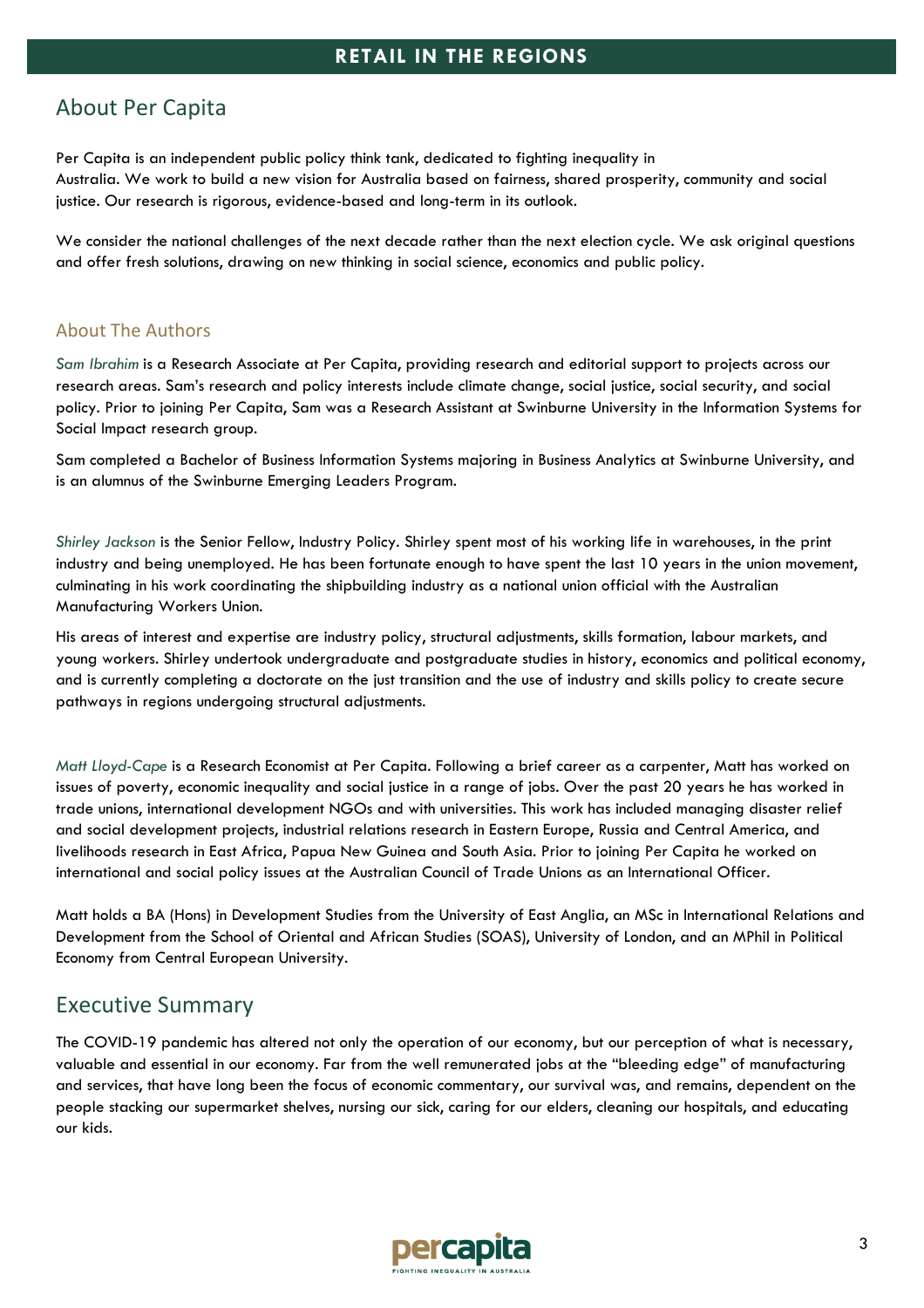## About Per Capita

Per Capita is an independent public policy think tank, dedicated to fighting inequality in Australia. We work to build a new vision for Australia based on fairness, shared prosperity, community and social justice. Our research is rigorous, evidence-based and long-term in its outlook.

We consider the national challenges of the next decade rather than the next election cycle. We ask original questions and offer fresh solutions, drawing on new thinking in social science, economics and public policy.

### About The Authors

*Sam Ibrahim* is a Research Associate at Per Capita, providing research and editorial support to projects across our research areas. Sam's research and policy interests include climate change, social justice, social security, and social policy. Prior to joining Per Capita, Sam was a Research Assistant at Swinburne University in the Information Systems for Social Impact research group.

Sam completed a Bachelor of Business Information Systems majoring in Business Analytics at Swinburne University, and is an alumnus of the Swinburne Emerging Leaders Program.

*Shirley Jackson* is the Senior Fellow, Industry Policy. Shirley spent most of his working life in warehouses, in the print industry and being unemployed. He has been fortunate enough to have spent the last 10 years in the union movement, culminating in his work coordinating the shipbuilding industry as a national union official with the Australian Manufacturing Workers Union.

His areas of interest and expertise are industry policy, structural adjustments, skills formation, labour markets, and young workers. Shirley undertook undergraduate and postgraduate studies in history, economics and political economy, and is currently completing a doctorate on the just transition and the use of industry and skills policy to create secure pathways in regions undergoing structural adjustments.

*Matt Lloyd-Cape* is a Research Economist at Per Capita. Following a brief career as a carpenter, Matt has worked on issues of poverty, economic inequality and social justice in a range of jobs. Over the past 20 years he has worked in trade unions, international development NGOs and with universities. This work has included managing disaster relief and social development projects, industrial relations research in Eastern Europe, Russia and Central America, and livelihoods research in East Africa, Papua New Guinea and South Asia. Prior to joining Per Capita he worked on international and social policy issues at the Australian Council of Trade Unions as an International Officer.

Matt holds a BA (Hons) in Development Studies from the University of East Anglia, an MSc in International Relations and Development from the School of Oriental and African Studies (SOAS), University of London, and an MPhil in Political Economy from Central European University.

## Executive Summary

The COVID-19 pandemic has altered not only the operation of our economy, but our perception of what is necessary, valuable and essential in our economy. Far from the well remunerated jobs at the "bleeding edge" of manufacturing and services, that have long been the focus of economic commentary, our survival was, and remains, dependent on the people stacking our supermarket shelves, nursing our sick, caring for our elders, cleaning our hospitals, and educating our kids.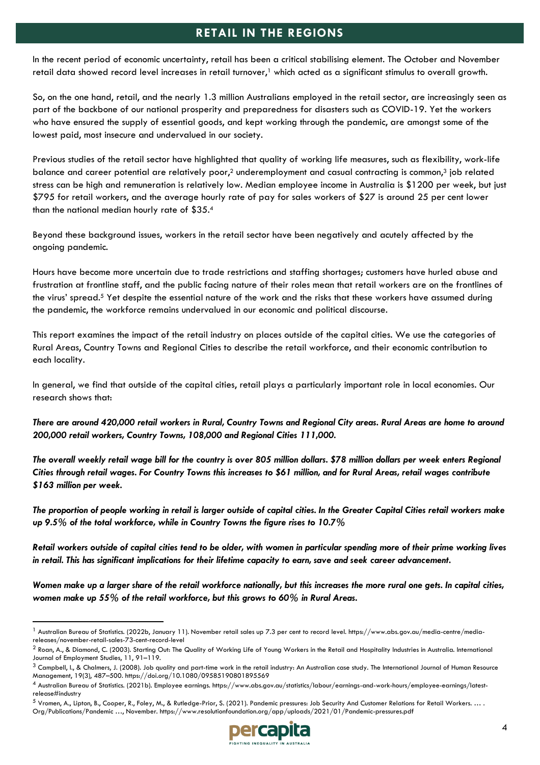## RETAIL IN THE REGIONS

In the recent period of economic uncertainty, retail has been a critical stabilising element. The October and November retail data showed record level increases in retail turnover,[1] which acted as a significant stimulus to overall growth.

So, on the one hand, retail, and the nearly 1.3 million Australians employed in the retail sector, are increasingly seen as part of the backbone of our national prosperity and preparedness for disasters such as COVID-19. Yet the workers who have ensured the supply of essential goods, and kept working through the pandemic, are amongst some of the lowest paid, most insecure and undervalued in our society.

Previous studies of the retail sector have highlighted that quality of working life measures, such as flexibility, work-life balance and career potential are relatively poor,[2] underemployment and casual contracting is common,[3] job related stress can be high and remuneration is relatively low. Median employee income in Australia is $1200 per week, but just $795 for retail workers, and the average hourly rate of pay for sales workers of $27 is around 25 per cent lower than the national median hourly rate of $35.[4]

Beyond these background issues, workers in the retail sector have been negatively and acutely affected by the ongoing pandemic.

Hours have become more uncertain due to trade restrictions and staffing shortages; customers have hurled abuse and frustration at frontline staff, and the public facing nature of their roles mean that retail workers are on the frontlines of the virus' spread.[5] Yet despite the essential nature of the work and the risks that these workers have assumed during the pandemic, the workforce remains undervalued in our economic and political discourse.

This report examines the impact of the retail industry on places outside of the capital cities. We use the categories of Rural Areas, Country Towns and Regional Cities to describe the retail workforce, and their economic contribution to each locality.

In general, we find that outside of the capital cities, retail plays a particularly important role in local economies. Our research shows that:

***There are around 420,000 retail workers in Rural, Country Towns and Regional City areas. Rural Areas are home to around 200,000 retail workers, Country Towns, 108,000 and Regional Cities 111,000.***

***The overall weekly retail wage bill for the country is over 805 million dollars. $78 million dollars per week enters Regional Cities through retail wages. For Country Towns this increases to $61 million, and for Rural Areas, retail wages contribute $163 million per week.***

***The proportion of people working in retail is larger outside of capital cities. In the Greater Capital Cities retail workers make up 9.5% of the total workforce, while in Country Towns the figure rises to 10.7%***

***Retail workers outside of capital cities tend to be older, with women in particular spending more of their prime working lives in retail. This has significant implications for their lifetime capacity to earn, save and seek career advancement.***

***Women make up a larger share of the retail workforce nationally, but this increases the more rural one gets. In capital cities, women make up 55% of the retail workforce, but this grows to 60% in Rural Areas.***

---

[1] Australian Bureau of Statistics. (2022b, January 11). November retail sales up 7.3 per cent to record level. https://www.abs.gov.au/media-centre/media-releases/november-retail-sales-73-cent-record-level

[2] Roan, A., & Diamond, C. (2003). Starting Out: The Quality of Working Life of Young Workers in the Retail and Hospitality Industries in Australia. International Journal of Employment Studies, 11, 91–119.

[3] Campbell, I., & Chalmers, J. (2008). Job quality and part-time work in the retail industry: An Australian case study. The International Journal of Human Resource Management, 19(3), 487–500. https://doi.org/10.1080/09585190801895569

[4] Australian Bureau of Statistics. (2021b). Employee earnings. https://www.abs.gov.au/statistics/labour/earnings-and-work-hours/employee-earnings/latest-release#industry

[5] Vromen, A., Lipton, B., Cooper, R., Foley, M., & Rutledge-Prior, S. (2021). Pandemic pressures: Job Security And Customer Relations for Retail Workers. … . Org/Publications/Pandemic …, November. https://www.resolutionfoundation.org/app/uploads/2021/01/Pandemic-pressures.pdf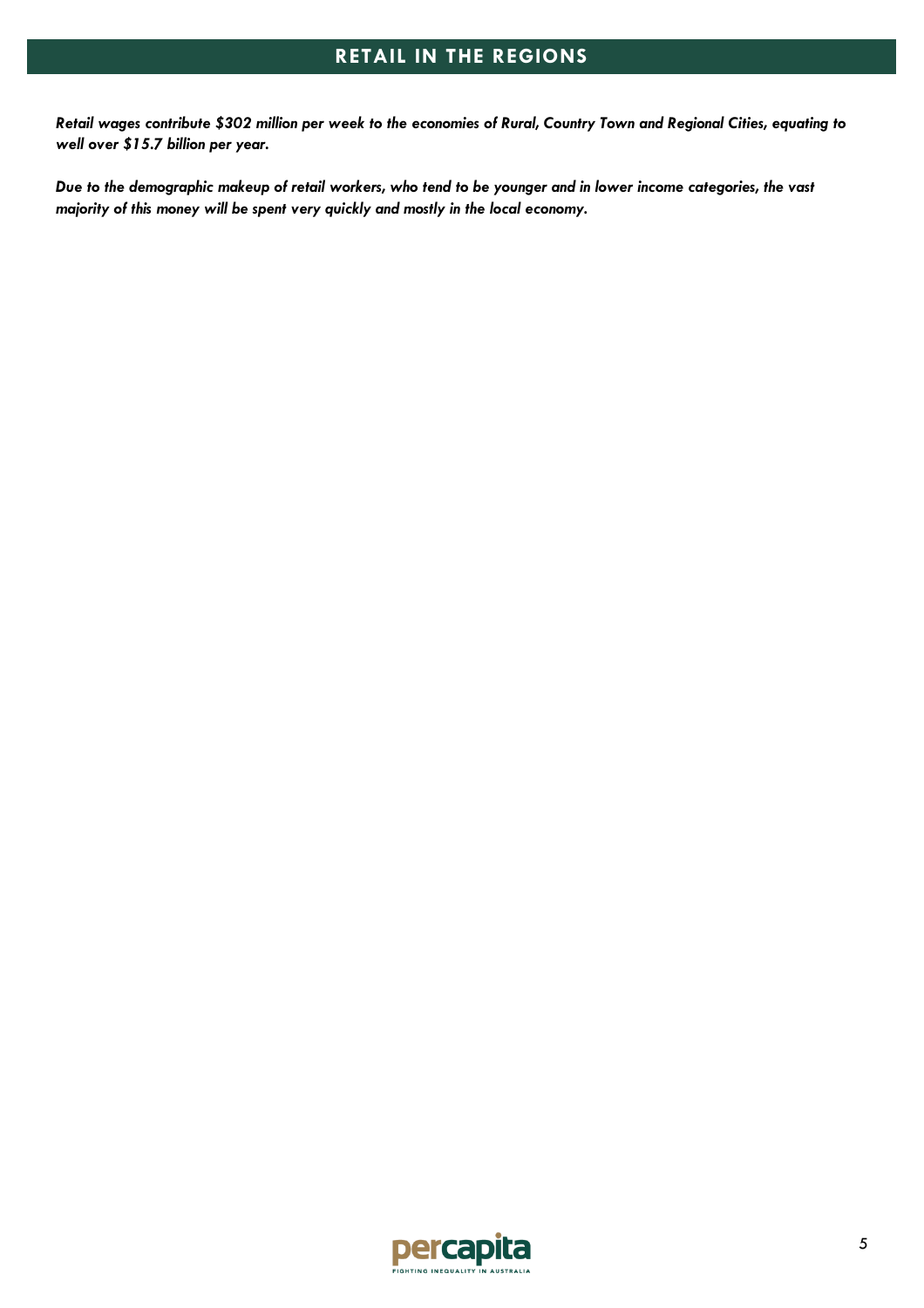## RETAIL IN THE REGIONS

***Retail wages contribute $302 million per week to the economies of Rural, Country Town and Regional Cities, equating to well over $15.7 billion per year.***

***Due to the demographic makeup of retail workers, who tend to be younger and in lower income categories, the vast majority of this money will be spent very quickly and mostly in the local economy.***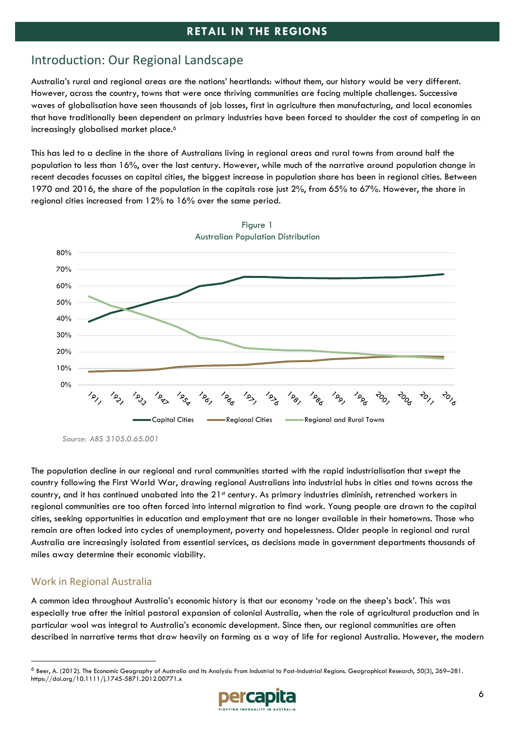## Introduction: Our Regional Landscape

Australia's rural and regional areas are the nations' heartlands: without them, our history would be very different. However, across the country, towns that were once thriving communities are facing multiple challenges. Successive waves of globalisation have seen thousands of job losses, first in agriculture then manufacturing, and local economies that have traditionally been dependent on primary industries have been forced to shoulder the cost of competing in an increasingly globalised market place.[6]

This has led to a decline in the share of Australians living in regional areas and rural towns from around half the population to less than 16%, over the last century. However, while much of the narrative around population change in recent decades focusses on capital cities, the biggest increase in population share has been in regional cities. Between 1970 and 2016, the share of the population in the capitals rose just 2%, from 65% to 67%. However, the share in regional cities increased from 12% to 16% over the same period.

Figure 1
Australian Population Distribution

80%
70%
60%
50%
40%
30%
20%
10%
0%

1911 1921 1933 1947 1954 1961 1966 1971 1976 1981 1986 1991 1996 2001 2006 2011 2016

Capital Cities
Regional Cities
Regional and Rural Towns

*Source: ABS 3105.0.65.001*

The population decline in our regional and rural communities started with the rapid industrialisation that swept the country following the First World War, drawing regional Australians into industrial hubs in cities and towns across the country, and it has continued unabated into the 21st century. As primary industries diminish, retrenched workers in regional communities are too often forced into internal migration to find work. Young people are drawn to the capital cities, seeking opportunities in education and employment that are no longer available in their hometowns. Those who remain are often locked into cycles of unemployment, poverty and hopelessness. Older people in regional and rural Australia are increasingly isolated from essential services, as decisions made in government departments thousands of miles away determine their economic viability.

### Work in Regional Australia

A common idea throughout Australia's economic history is that our economy 'rode on the sheep's back'. This was especially true after the initial pastoral expansion of colonial Australia, when the role of agricultural production and in particular wool was integral to Australia's economic development. Since then, our regional communities are often described in narrative terms that draw heavily on farming as a way of life for regional Australia. However, the modern

---

[6] Beer, A. (2012). The Economic Geography of Australia and Its Analysis: From Industrial to Post-Industrial Regions. Geographical Research, 50(3), 269–281. https://doi.org/10.1111/j.1745-5871.2012.00771.x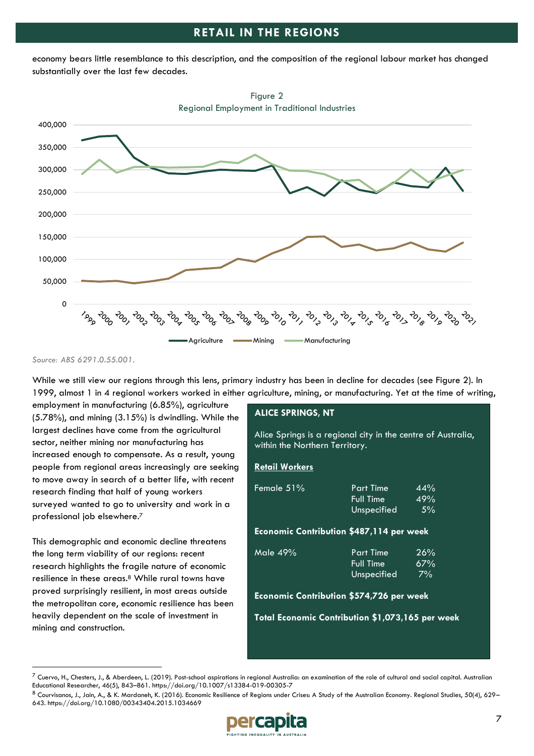economy bears little resemblance to this description, and the composition of the regional labour market has changed substantially over the last few decades.

Figure 2
Regional Employment in Traditional Industries

400,000
350,000
300,000
250,000
200,000
150,000
100,000
50,000
0

1999 2000 2001 2002 2003 2004 2005 2006 2007 2008 2009 2010 2011 2012 2013 2014 2015 2016 2017 2018 2019 2020 2021

Agriculture Mining Manufacturing

*Source: ABS 6291.0.55.001.*

While we still view our regions through this lens, primary industry has been in decline for decades (see Figure 2). In 1999, almost 1 in 4 regional workers worked in either agriculture, mining, or manufacturing. Yet at the time of writing, employment in manufacturing (6.85%), agriculture (5.78%), and mining (3.15%) is dwindling. While the largest declines have come from the agricultural sector, neither mining nor manufacturing has increased enough to compensate. As a result, young people from regional areas increasingly are seeking to move away in search of a better life, with recent research finding that half of young workers surveyed wanted to go to university and work in a professional job elsewhere.[7]

This demographic and economic decline threatens the long term viability of our regions: recent research highlights the fragile nature of economic resilience in these areas.[8] While rural towns have proved surprisingly resilient, in most areas outside the metropolitan core, economic resilience has been heavily dependent on the scale of investment in mining and construction.

**ALICE SPRINGS, NT**

Alice Springs is a regional city in the centre of Australia, within the Northern Territory.

**Retail Workers**

| | | |
|---|---|---|
| Female 51% | Part Time | 44% |
| | Full Time | 49% |
| | Unspecified | 5% |

**Economic Contribution $487,114 per week**

| | | |
|---|---|---|
| Male 49% | Part Time | 26% |
| | Full Time | 67% |
| | Unspecified | 7% |

**Economic Contribution $574,726 per week**

**Total Economic Contribution $1,073,165 per week**

---

[7] Cuervo, H., Chesters, J., & Aberdeen, L. (2019). Post-school aspirations in regional Australia: an examination of the role of cultural and social capital. Australian Educational Researcher, 46(5), 843–861. https://doi.org/10.1007/s13384-019-00305-7

[8] Courvisanos, J., Jain, A., & K. Mardaneh, K. (2016). Economic Resilience of Regions under Crises: A Study of the Australian Economy. Regional Studies, 50(4), 629–643. https://doi.org/10.1080/00343404.2015.1034669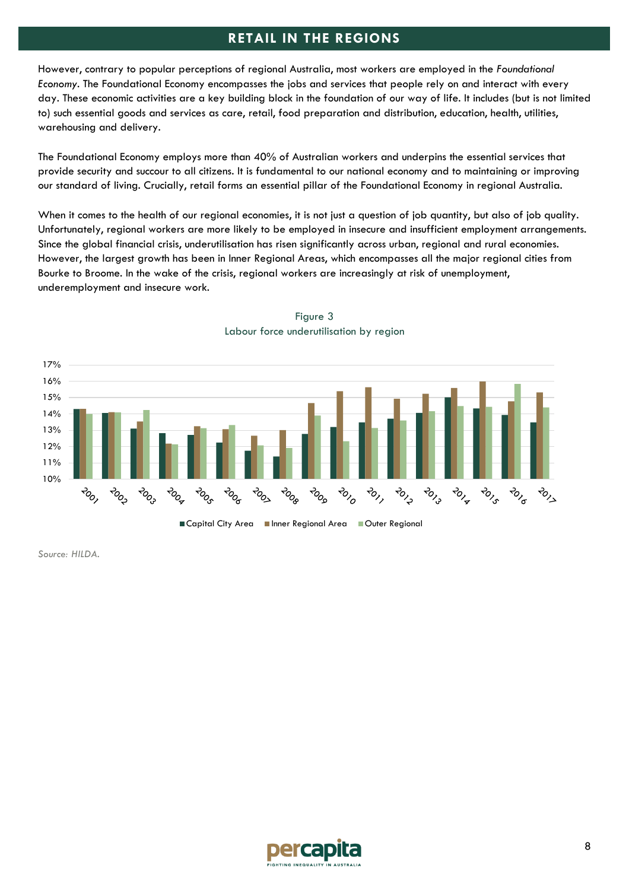# RETAIL IN THE REGIONS

However, contrary to popular perceptions of regional Australia, most workers are employed in the *Foundational Economy*. The Foundational Economy encompasses the jobs and services that people rely on and interact with every day. These economic activities are a key building block in the foundation of our way of life. It includes (but is not limited to) such essential goods and services as care, retail, food preparation and distribution, education, health, utilities, warehousing and delivery.

The Foundational Economy employs more than 40% of Australian workers and underpins the essential services that provide security and succour to all citizens. It is fundamental to our national economy and to maintaining or improving our standard of living. Crucially, retail forms an essential pillar of the Foundational Economy in regional Australia.

When it comes to the health of our regional economies, it is not just a question of job quantity, but also of job quality. Unfortunately, regional workers are more likely to be employed in insecure and insufficient employment arrangements. Since the global financial crisis, underutilisation has risen significantly across urban, regional and rural economies. However, the largest growth has been in Inner Regional Areas, which encompasses all the major regional cities from Bourke to Broome. In the wake of the crisis, regional workers are increasingly at risk of unemployment, underemployment and insecure work.

Figure 3
Labour force underutilisation by region

17%
16%
15%
14%
13%
12%
11%
10%

2001 2002 2003 2004 2005 2006 2007 2008 2009 2010 2011 2012 2013 2014 2015 2016 2017

Capital City Area | Inner Regional Area | Outer Regional

*Source: HILDA.*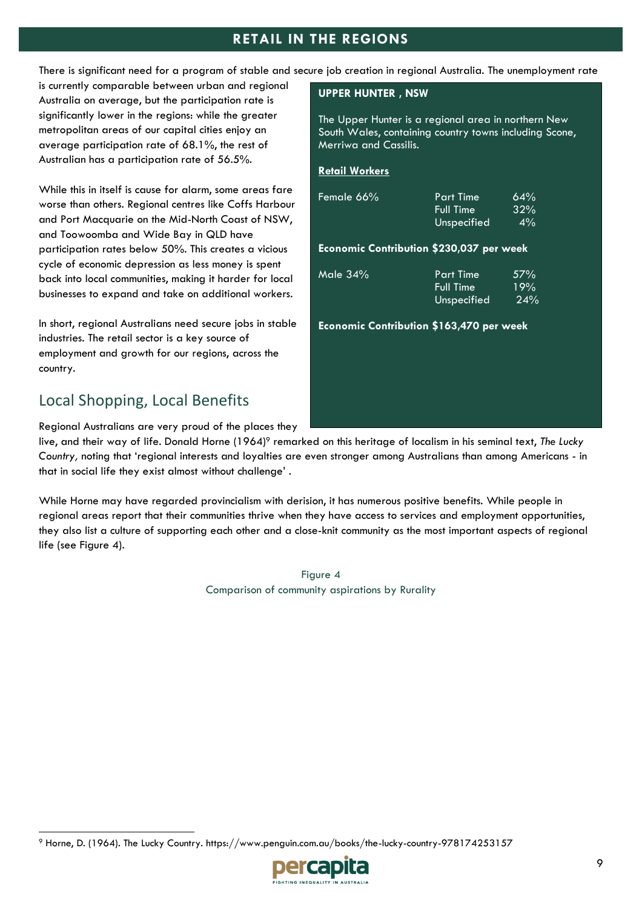# RETAIL IN THE REGIONS

There is significant need for a program of stable and secure job creation in regional Australia. The unemployment rate is currently comparable between urban and regional Australia on average, but the participation rate is significantly lower in the regions: while the greater metropolitan areas of our capital cities enjoy an average participation rate of 68.1%, the rest of Australian has a participation rate of 56.5%.

While this in itself is cause for alarm, some areas fare worse than others. Regional centres like Coffs Harbour and Port Macquarie on the Mid-North Coast of NSW, and Toowoomba and Wide Bay in QLD have participation rates below 50%. This creates a vicious cycle of economic depression as less money is spent back into local communities, making it harder for local businesses to expand and take on additional workers.

In short, regional Australians need secure jobs in stable industries. The retail sector is a key source of employment and growth for our regions, across the country.

**UPPER HUNTER , NSW**

The Upper Hunter is a regional area in northern New South Wales, containing country towns including Scone, Merriwa and Cassilis.

**Retail Workers**

| | | |
|---|---|---|
| Female 66% | Part Time | 64% |
| | Full Time | 32% |
| | Unspecified | 4% |

**Economic Contribution $230,037 per week**

| | | |
|---|---|---|
| Male 34% | Part Time | 57% |
| | Full Time | 19% |
| | Unspecified | 24% |

**Economic Contribution $163,470 per week**

## Local Shopping, Local Benefits

Regional Australians are very proud of the places they live, and their way of life. Donald Horne (1964)[9] remarked on this heritage of localism in his seminal text, *The Lucky Country*, noting that 'regional interests and loyalties are even stronger among Australians than among Americans - in that in social life they exist almost without challenge' .

While Horne may have regarded provincialism with derision, it has numerous positive benefits. While people in regional areas report that their communities thrive when they have access to services and employment opportunities, they also list a culture of supporting each other and a close-knit community as the most important aspects of regional life (see Figure 4).

Figure 4
Comparison of community aspirations by Rurality

[9] Horne, D. (1964). The Lucky Country. https://www.penguin.com.au/books/the-lucky-country-978174253157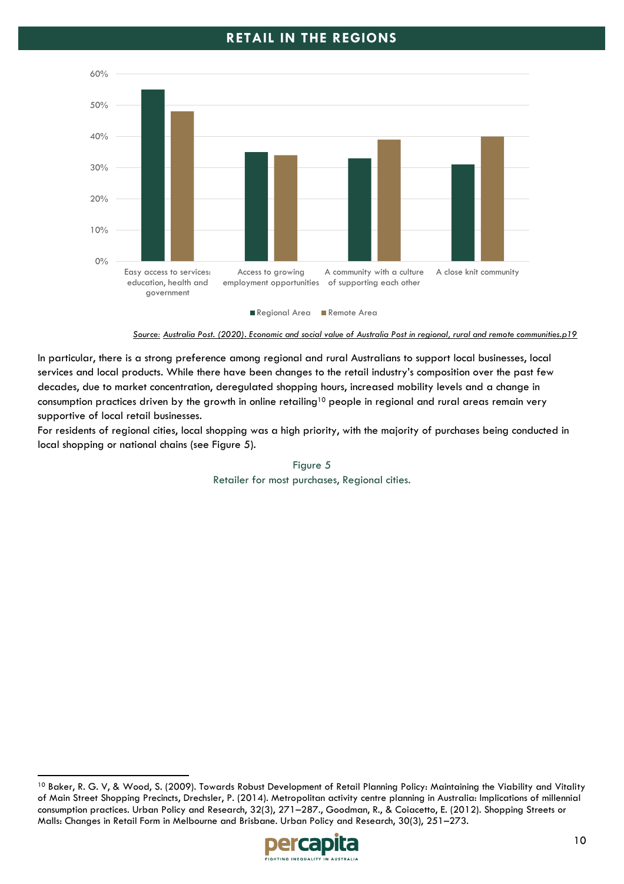60%
50%
40%
30%
20%
10%
0%

Easy access to services: education, health and government

Access to growing employment opportunities

A community with a culture of supporting each other

A close knit community

Regional Area
Remote Area

*Source: Australia Post. (2020). Economic and social value of Australia Post in regional, rural and remote communities.p19*

In particular, there is a strong preference among regional and rural Australians to support local businesses, local services and local products. While there have been changes to the retail industry's composition over the past few decades, due to market concentration, deregulated shopping hours, increased mobility levels and a change in consumption practices driven by the growth in online retailing[10] people in regional and rural areas remain very supportive of local retail businesses.

For residents of regional cities, local shopping was a high priority, with the majority of purchases being conducted in local shopping or national chains (see Figure 5).

Figure 5
Retailer for most purchases, Regional cities.

[10] Baker, R. G. V, & Wood, S. (2009). Towards Robust Development of Retail Planning Policy: Maintaining the Viability and Vitality of Main Street Shopping Precincts, Drechsler, P. (2014). Metropolitan activity centre planning in Australia: Implications of millennial consumption practices. Urban Policy and Research, 32(3), 271–287., Goodman, R., & Coiacetto, E. (2012). Shopping Streets or Malls: Changes in Retail Form in Melbourne and Brisbane. Urban Policy and Research, 30(3), 251–273.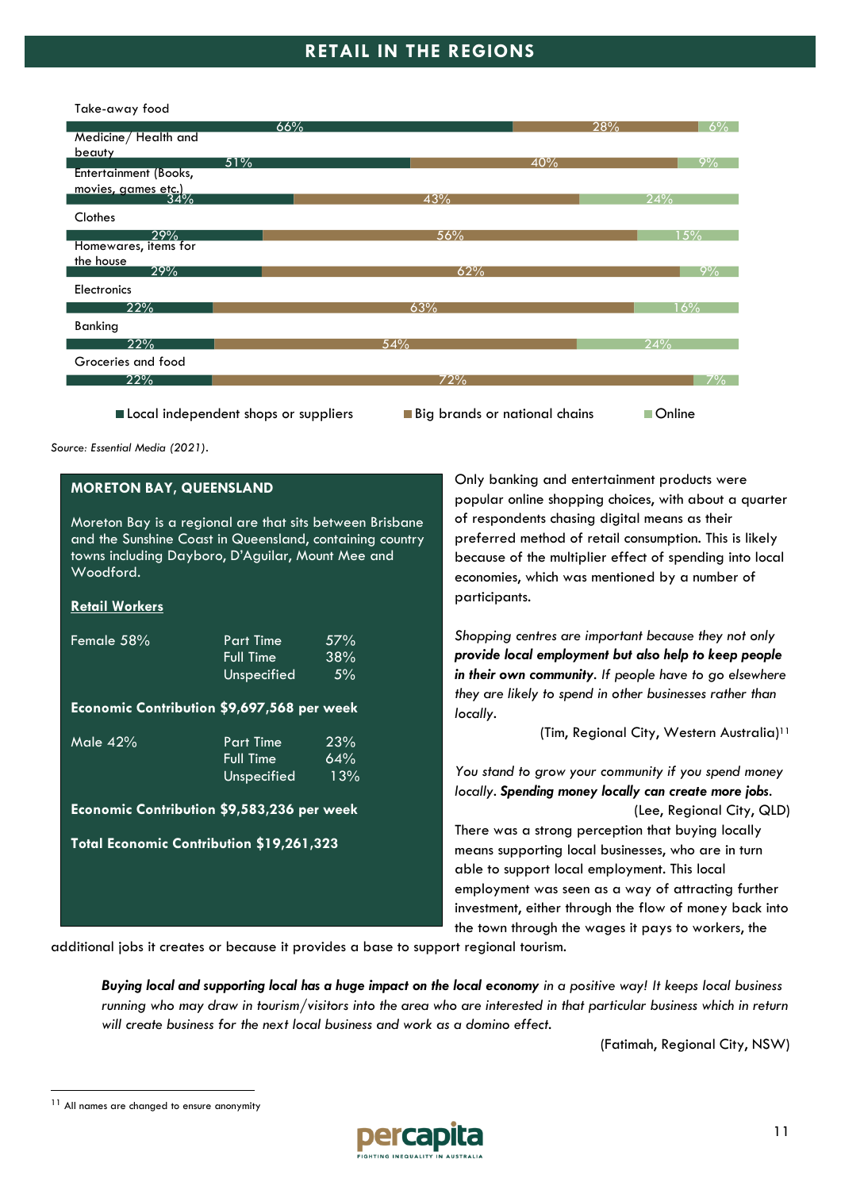Take-away food
66% 28% 6%

Medicine/ Health and beauty
51% 40% 9%

Entertainment (Books, movies, games etc.)
34% 43% 24%

Clothes
29% 56% 15%

Homewares, items for the house
29% 62% 9%

Electronics
22% 63% 16%

Banking
22% 54% 24%

Groceries and food
22% 72% 7%

Local independent shops or suppliers
Big brands or national chains
Online

*Source: Essential Media (2021).*

**MORETON BAY, QUEENSLAND**

Moreton Bay is a regional are that sits between Brisbane and the Sunshine Coast in Queensland, containing country towns including Dayboro, D'Aguilar, Mount Mee and Woodford.

**Retail Workers**

| | | |
|---|---|---|
| Female 58% | Part Time | 57% |
| | Full Time | 38% |
| | Unspecified | 5% |

**Economic Contribution $9,697,568 per week**

| | | |
|---|---|---|
| Male 42% | Part Time | 23% |
| | Full Time | 64% |
| | Unspecified | 13% |

**Economic Contribution $9,583,236 per week**

**Total Economic Contribution $19,261,323**

Only banking and entertainment products were popular online shopping choices, with about a quarter of respondents chasing digital means as their preferred method of retail consumption. This is likely because of the multiplier effect of spending into local economies, which was mentioned by a number of participants.

> *Shopping centres are important because they not only **provide local employment but also help to keep people in their own community**. If people have to go elsewhere they are likely to spend in other businesses rather than locally.*
>
> (Tim, Regional City, Western Australia)[11]

> *You stand to grow your community if you spend money locally. **Spending money locally can create more jobs**.*
>
> (Lee, Regional City, QLD)

There was a strong perception that buying locally means supporting local businesses, who are in turn able to support local employment. This local employment was seen as a way of attracting further investment, either through the flow of money back into the town through the wages it pays to workers, the additional jobs it creates or because it provides a base to support regional tourism.

> ***Buying local and supporting local has a huge impact on the local economy** in a positive way! It keeps local business running who may draw in tourism/visitors into the area who are interested in that particular business which in return will create business for the next local business and work as a domino effect.*
>
> (Fatimah, Regional City, NSW)

[11] All names are changed to ensure anonymity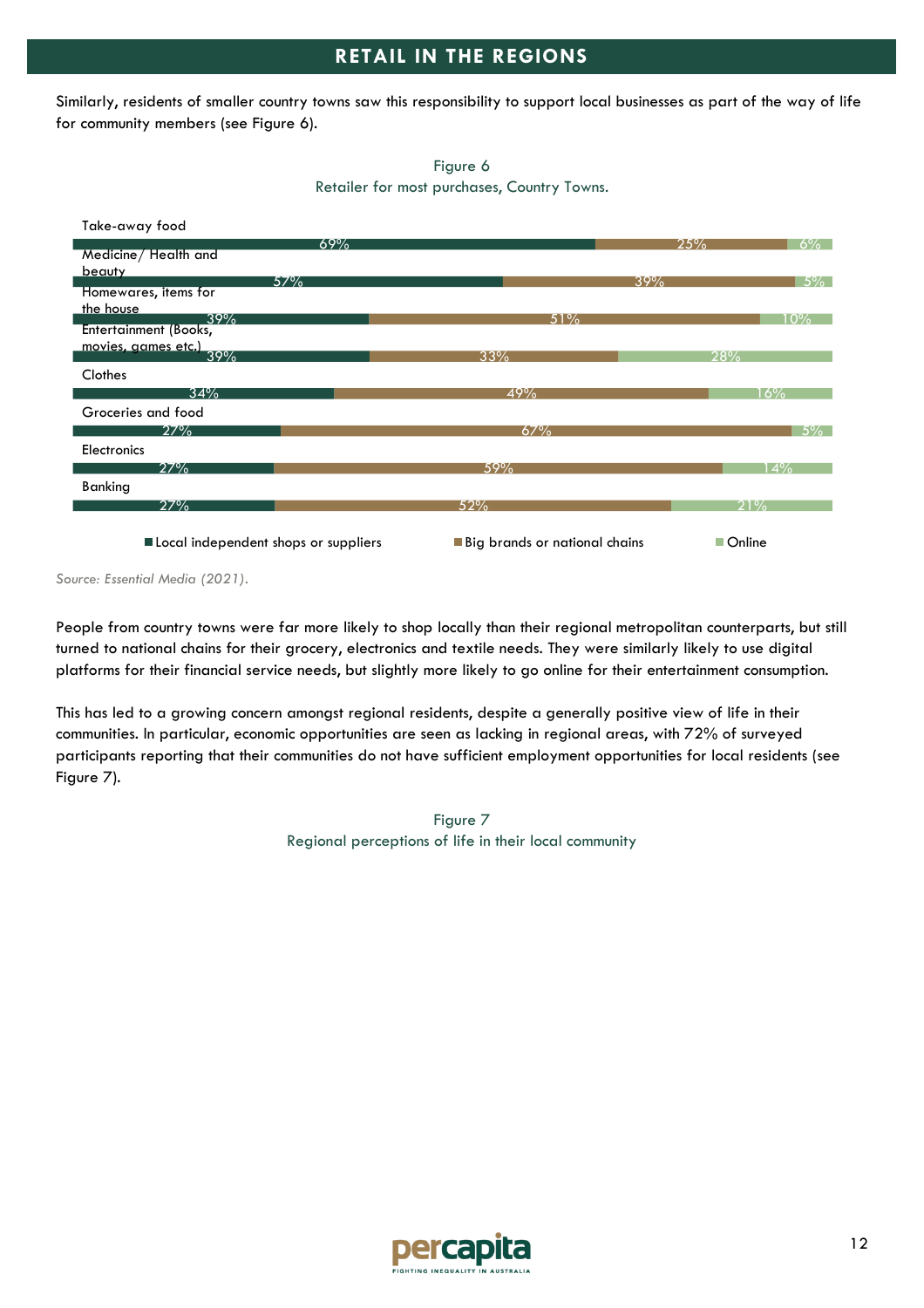## RETAIL IN THE REGIONS

Similarly, residents of smaller country towns saw this responsibility to support local businesses as part of the way of life for community members (see Figure 6).

Figure 6
Retailer for most purchases, Country Towns.

Take-away food
69% 25% 6%

Medicine/ Health and beauty
57% 39% 5%

Homewares, items for the house
39% 51% 10%

Entertainment (Books, movies, games etc.)
39% 33% 28%

Clothes
34% 49% 16%

Groceries and food
27% 67% 5%

Electronics
27% 59% 14%

Banking
27% 52% 21%

Local independent shops or suppliers
Big brands or national chains
Online

*Source: Essential Media (2021).*

People from country towns were far more likely to shop locally than their regional metropolitan counterparts, but still turned to national chains for their grocery, electronics and textile needs. They were similarly likely to use digital platforms for their financial service needs, but slightly more likely to go online for their entertainment consumption.

This has led to a growing concern amongst regional residents, despite a generally positive view of life in their communities. In particular, economic opportunities are seen as lacking in regional areas, with 72% of surveyed participants reporting that their communities do not have sufficient employment opportunities for local residents (see Figure 7).

Figure 7
Regional perceptions of life in their local community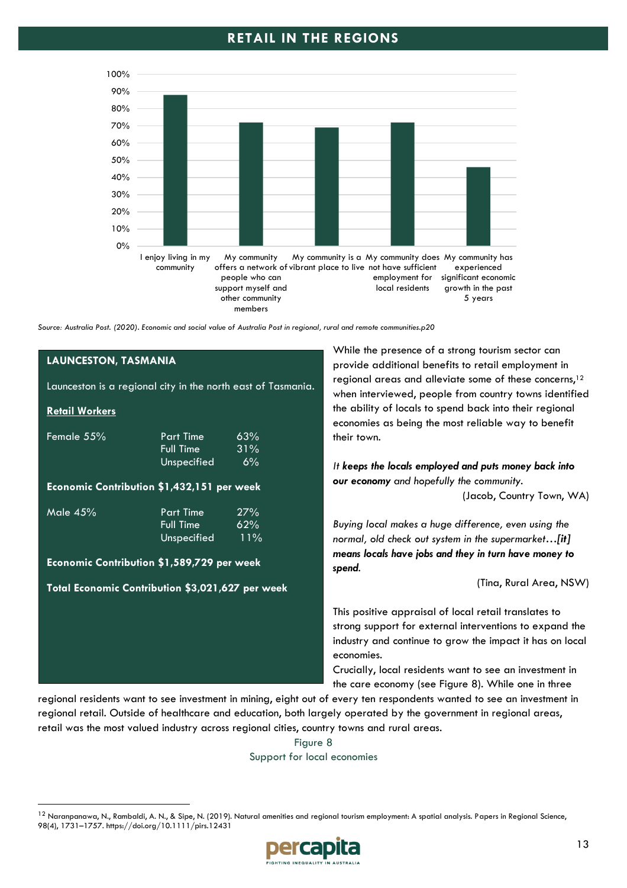## RETAIL IN THE REGIONS

100%
90%
80%
70%
60%
50%
40%
30%
20%
10%
0%

I enjoy living in my community
My community offers a network of people who can support myself and other community members
My community is a vibrant place to live
My community does not have sufficient employment for local residents
My community has experienced significant economic growth in the past 5 years

*Source: Australia Post. (2020). Economic and social value of Australia Post in regional, rural and remote communities.p20*

**LAUNCESTON, TASMANIA**

Launceston is a regional city in the north east of Tasmania.

**Retail Workers**

| | | |
|---|---|---|
| Female 55% | Part Time | 63% |
| | Full Time | 31% |
| | Unspecified | 6% |

**Economic Contribution $1,432,151 per week**

| | | |
|---|---|---|
| Male 45% | Part Time | 27% |
| | Full Time | 62% |
| | Unspecified | 11% |

**Economic Contribution $1,589,729 per week**

**Total Economic Contribution $3,021,627 per week**

While the presence of a strong tourism sector can provide additional benefits to retail employment in regional areas and alleviate some of these concerns,[12] when interviewed, people from country towns identified the ability of locals to spend back into their regional economies as being the most reliable way to benefit their town.

*It **keeps the locals employed and puts money back into our economy** and hopefully the community.*

(Jacob, Country Town, WA)

*Buying local makes a huge difference, even using the normal, old check out system in the supermarket…[it] **means locals have jobs and they in turn have money to spend.***

(Tina, Rural Area, NSW)

This positive appraisal of local retail translates to strong support for external interventions to expand the industry and continue to grow the impact it has on local economies.

Crucially, local residents want to see an investment in the care economy (see Figure 8). While one in three regional residents want to see investment in mining, eight out of every ten respondents wanted to see an investment in regional retail. Outside of healthcare and education, both largely operated by the government in regional areas, retail was the most valued industry across regional cities, country towns and rural areas.

Figure 8
Support for local economies

[12] Naranpanawa, N., Rambaldi, A. N., & Sipe, N. (2019). Natural amenities and regional tourism employment: A spatial analysis. Papers in Regional Science, 98(4), 1731–1757. https://doi.org/10.1111/pirs.12431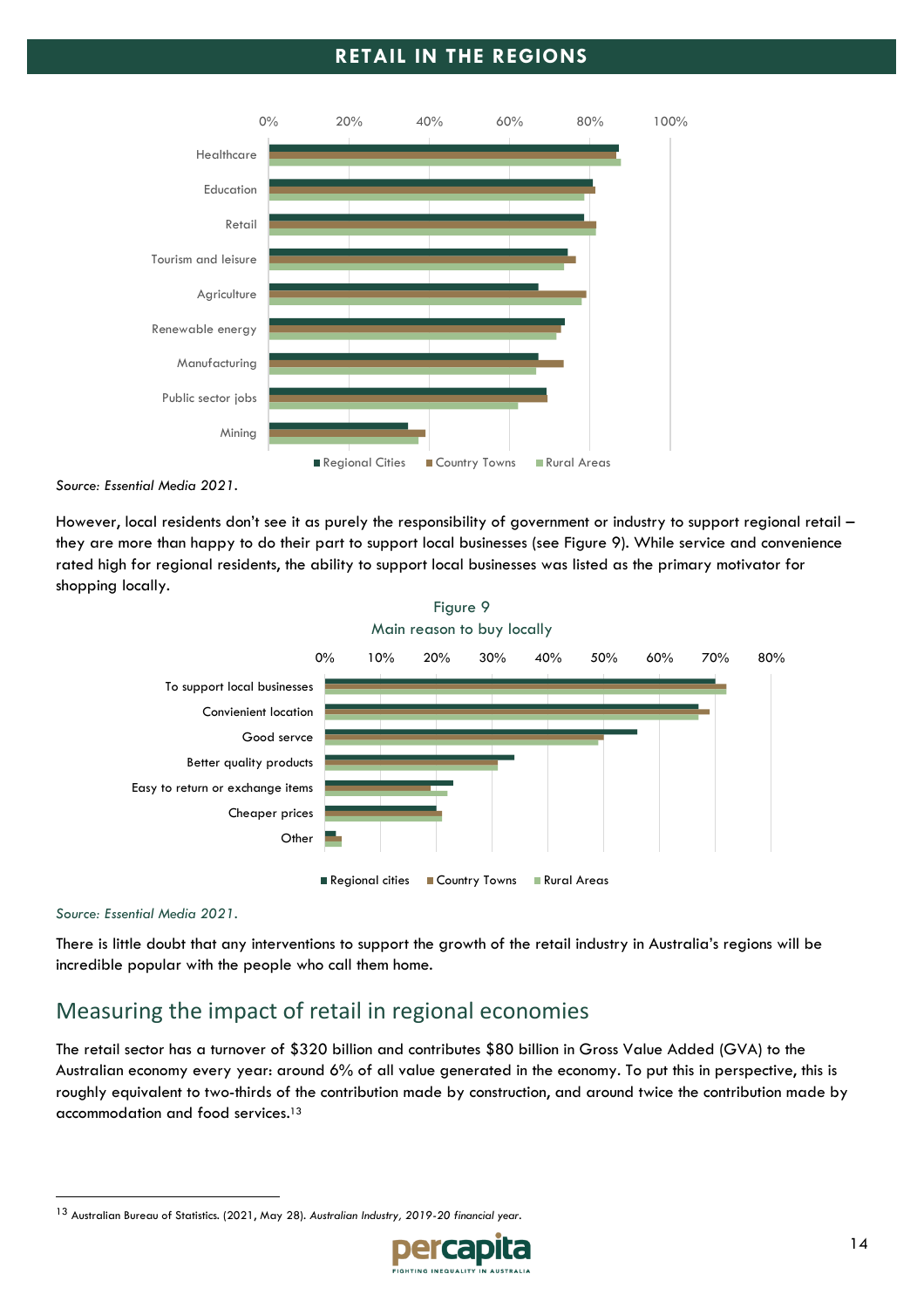0%
20%
40%
60%
80%
100%

Healthcare
Education
Retail
Tourism and leisure
Agriculture
Renewable energy
Manufacturing
Public sector jobs
Mining

Regional Cities
Country Towns
Rural Areas

*Source: Essential Media 2021.*

However, local residents don't see it as purely the responsibility of government or industry to support regional retail – they are more than happy to do their part to support local businesses (see Figure 9). While service and convenience rated high for regional residents, the ability to support local businesses was listed as the primary motivator for shopping locally.

Figure 9
Main reason to buy locally

0%
10%
20%
30%
40%
50%
60%
70%
80%

To support local businesses
Convienient location
Good servce
Better quality products
Easy to return or exchange items
Cheaper prices
Other

Regional cities
Country Towns
Rural Areas

*Source: Essential Media 2021.*

There is little doubt that any interventions to support the growth of the retail industry in Australia's regions will be incredible popular with the people who call them home.

## Measuring the impact of retail in regional economies

The retail sector has a turnover of $320 billion and contributes $80 billion in Gross Value Added (GVA) to the Australian economy every year: around 6% of all value generated in the economy. To put this in perspective, this is roughly equivalent to two-thirds of the contribution made by construction, and around twice the contribution made by accommodation and food services.[13]

---

[13] Australian Bureau of Statistics. (2021, May 28). *Australian Industry, 2019-20 financial year.*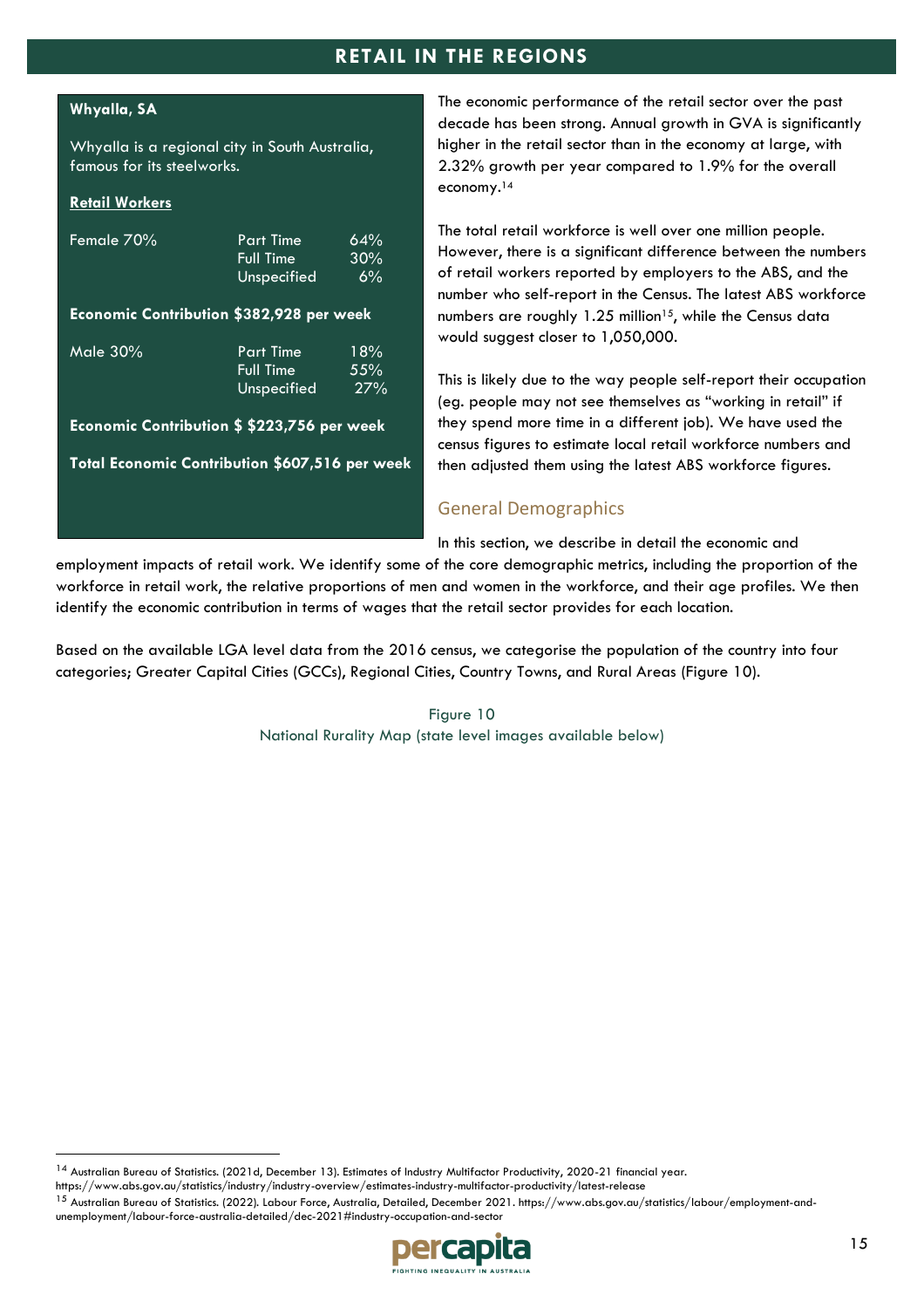# RETAIL IN THE REGIONS

**Whyalla, SA**

Whyalla is a regional city in South Australia, famous for its steelworks.

**Retail Workers**

| | | |
|---|---|---|
| Female 70% | Part Time | 64% |
| | Full Time | 30% |
| | Unspecified | 6% |

**Economic Contribution $382,928 per week**

| | | |
|---|---|---|
| Male 30% | Part Time | 18% |
| | Full Time | 55% |
| | Unspecified | 27% |

**Economic Contribution $ $223,756 per week**

**Total Economic Contribution $607,516 per week**

The economic performance of the retail sector over the past decade has been strong. Annual growth in GVA is significantly higher in the retail sector than in the economy at large, with 2.32% growth per year compared to 1.9% for the overall economy.[14]

The total retail workforce is well over one million people. However, there is a significant difference between the numbers of retail workers reported by employers to the ABS, and the number who self-report in the Census. The latest ABS workforce numbers are roughly 1.25 million[15], while the Census data would suggest closer to 1,050,000.

This is likely due to the way people self-report their occupation (eg. people may not see themselves as "working in retail" if they spend more time in a different job). We have used the census figures to estimate local retail workforce numbers and then adjusted them using the latest ABS workforce figures.

## General Demographics

In this section, we describe in detail the economic and employment impacts of retail work. We identify some of the core demographic metrics, including the proportion of the workforce in retail work, the relative proportions of men and women in the workforce, and their age profiles. We then identify the economic contribution in terms of wages that the retail sector provides for each location.

Based on the available LGA level data from the 2016 census, we categorise the population of the country into four categories; Greater Capital Cities (GCCs), Regional Cities, Country Towns, and Rural Areas (Figure 10).

Figure 10
National Rurality Map (state level images available below)

[14] Australian Bureau of Statistics. (2021d, December 13). Estimates of Industry Multifactor Productivity, 2020-21 financial year. https://www.abs.gov.au/statistics/industry/industry-overview/estimates-industry-multifactor-productivity/latest-release

[15] Australian Bureau of Statistics. (2022). Labour Force, Australia, Detailed, December 2021. https://www.abs.gov.au/statistics/labour/employment-and-unemployment/labour-force-australia-detailed/dec-2021#industry-occupation-and-sector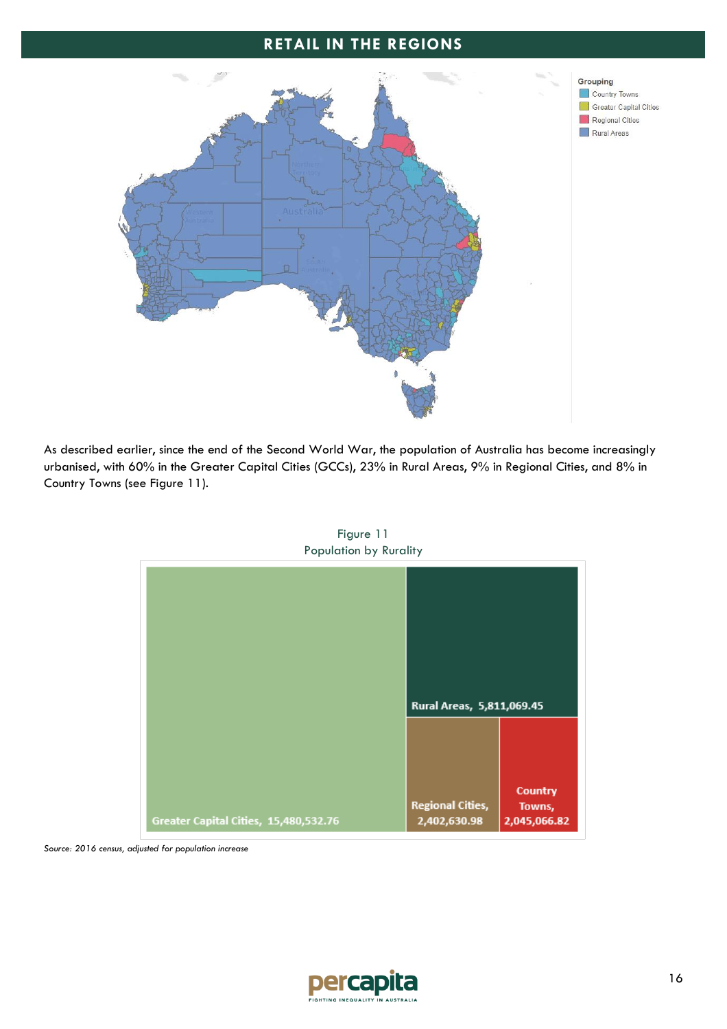## RETAIL IN THE REGIONS

Grouping
Country Towns
Greater Capital Cities
Regional Cities
Rural Areas

As described earlier, since the end of the Second World War, the population of Australia has become increasingly urbanised, with 60% in the Greater Capital Cities (GCCs), 23% in Rural Areas, 9% in Regional Cities, and 8% in Country Towns (see Figure 11).

Figure 11
Population by Rurality

Greater Capital Cities, 15,480,532.76
Rural Areas, 5,811,069.45
Regional Cities, 2,402,630.98
Country Towns, 2,045,066.82

*Source: 2016 census, adjusted for population increase*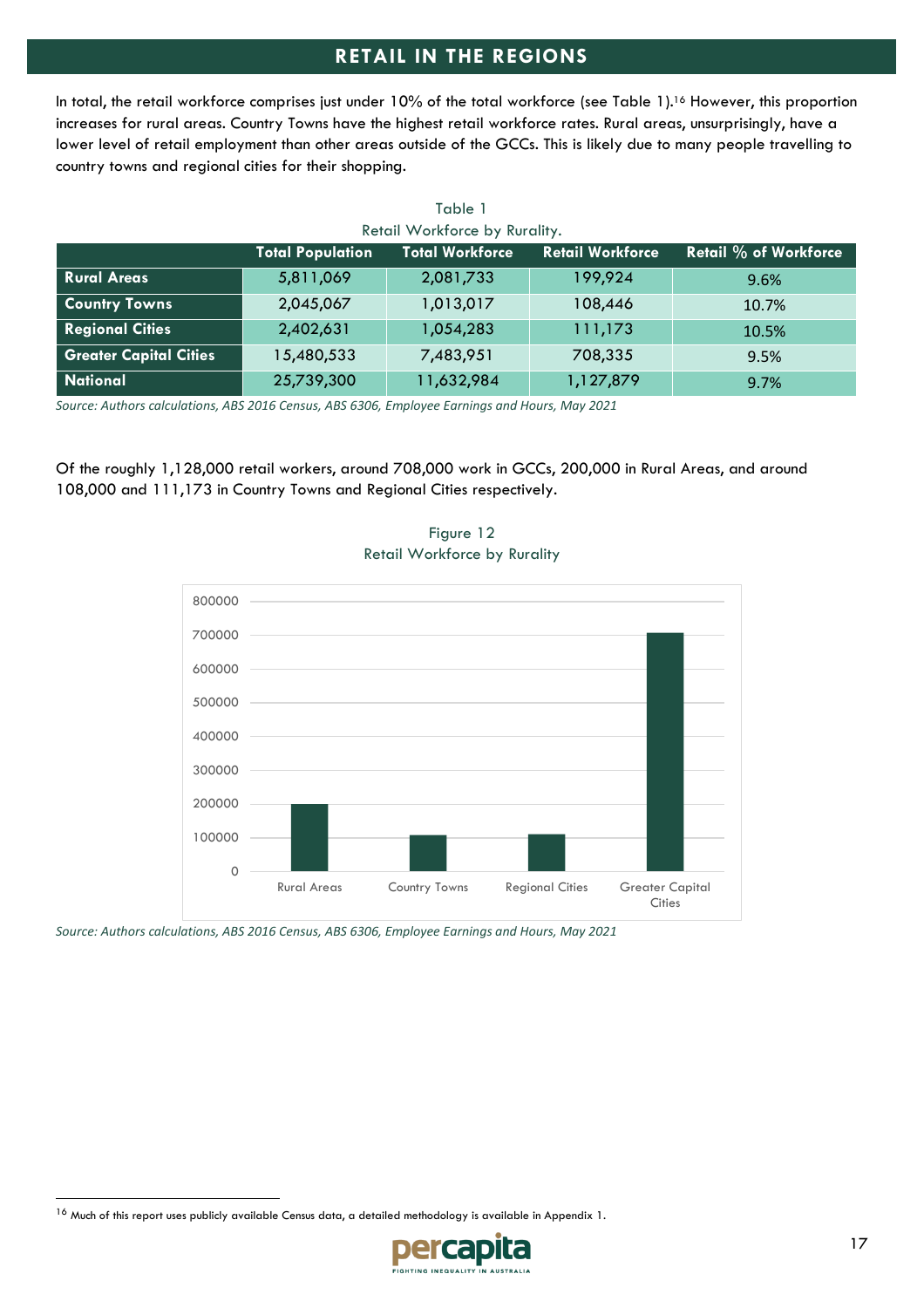# RETAIL IN THE REGIONS

In total, the retail workforce comprises just under 10% of the total workforce (see Table 1).[16] However, this proportion increases for rural areas. Country Towns have the highest retail workforce rates. Rural areas, unsurprisingly, have a lower level of retail employment than other areas outside of the GCCs. This is likely due to many people travelling to country towns and regional cities for their shopping.

Table 1
Retail Workforce by Rurality.

| | Total Population | Total Workforce | Retail Workforce | Retail % of Workforce |
|---|---|---|---|---|
| **Rural Areas** | 5,811,069 | 2,081,733 | 199,924 | 9.6% |
| **Country Towns** | 2,045,067 | 1,013,017 | 108,446 | 10.7% |
| **Regional Cities** | 2,402,631 | 1,054,283 | 111,173 | 10.5% |
| **Greater Capital Cities** | 15,480,533 | 7,483,951 | 708,335 | 9.5% |
| **National** | 25,739,300 | 11,632,984 | 1,127,879 | 9.7% |

*Source: Authors calculations, ABS 2016 Census, ABS 6306, Employee Earnings and Hours, May 2021*

Of the roughly 1,128,000 retail workers, around 708,000 work in GCCs, 200,000 in Rural Areas, and around 108,000 and 111,173 in Country Towns and Regional Cities respectively.

Figure 12
Retail Workforce by Rurality

800000
700000
600000
500000
400000
300000
200000
100000
0

Rural Areas
Country Towns
Regional Cities
Greater Capital Cities

*Source: Authors calculations, ABS 2016 Census, ABS 6306, Employee Earnings and Hours, May 2021*

[16] Much of this report uses publicly available Census data, a detailed methodology is available in Appendix 1.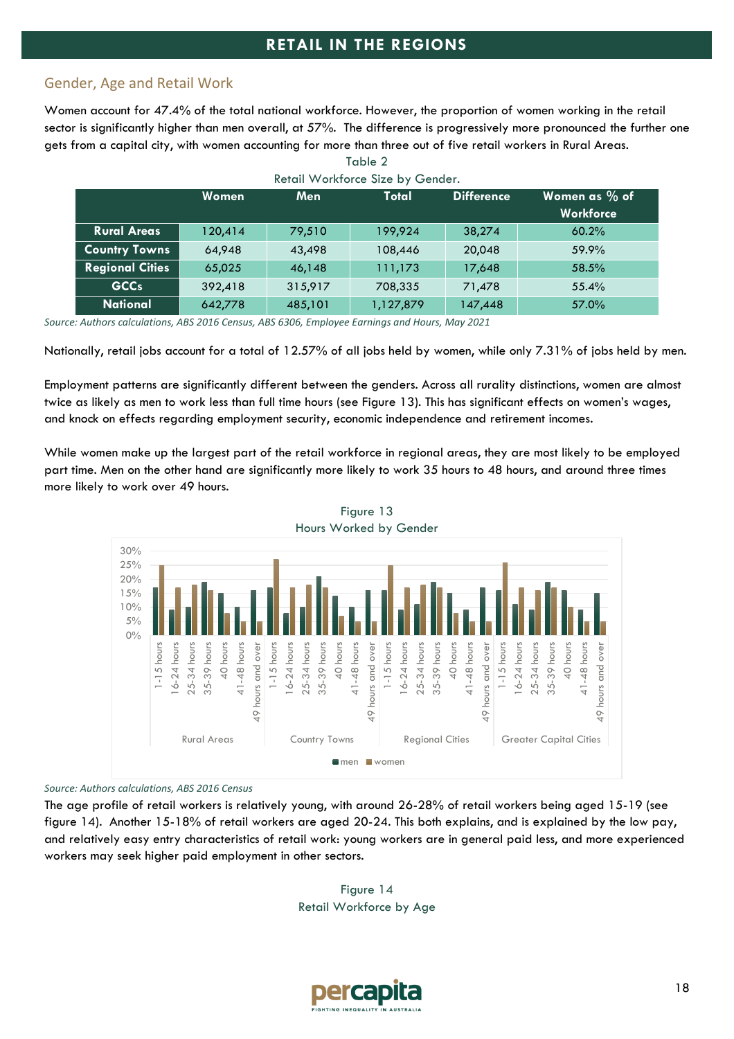## Gender, Age and Retail Work

Women account for 47.4% of the total national workforce. However, the proportion of women working in the retail sector is significantly higher than men overall, at 57%. The difference is progressively more pronounced the further one gets from a capital city, with women accounting for more than three out of five retail workers in Rural Areas.

Table 2
Retail Workforce Size by Gender.

| | Women | Men | Total | Difference | Women as % of Workforce |
|---|---|---|---|---|---|
| Rural Areas | 120,414 | 79,510 | 199,924 | 38,274 | 60.2% |
| Country Towns | 64,948 | 43,498 | 108,446 | 20,048 | 59.9% |
| Regional Cities | 65,025 | 46,148 | 111,173 | 17,648 | 58.5% |
| GCCs | 392,418 | 315,917 | 708,335 | 71,478 | 55.4% |
| National | 642,778 | 485,101 | 1,127,879 | 147,448 | 57.0% |

*Source: Authors calculations, ABS 2016 Census, ABS 6306, Employee Earnings and Hours, May 2021*

Nationally, retail jobs account for a total of 12.57% of all jobs held by women, while only 7.31% of jobs held by men.

Employment patterns are significantly different between the genders. Across all rurality distinctions, women are almost twice as likely as men to work less than full time hours (see Figure 13). This has significant effects on women's wages, and knock on effects regarding employment security, economic independence and retirement incomes.

While women make up the largest part of the retail workforce in regional areas, they are most likely to be employed part time. Men on the other hand are significantly more likely to work 35 hours to 48 hours, and around three times more likely to work over 49 hours.

Figure 13
Hours Worked by Gender

30%
25%
20%
15%
10%
5%
0%

1-15 hours
16-24 hours
25-34 hours
35-39 hours
40 hours
41-48 hours
49 hours and over

Rural Areas
Country Towns
Regional Cities
Greater Capital Cities

men
women

*Source: Authors calculations, ABS 2016 Census*

The age profile of retail workers is relatively young, with around 26-28% of retail workers being aged 15-19 (see figure 14). Another 15-18% of retail workers are aged 20-24. This both explains, and is explained by the low pay, and relatively easy entry characteristics of retail work: young workers are in general paid less, and more experienced workers may seek higher paid employment in other sectors.

Figure 14
Retail Workforce by Age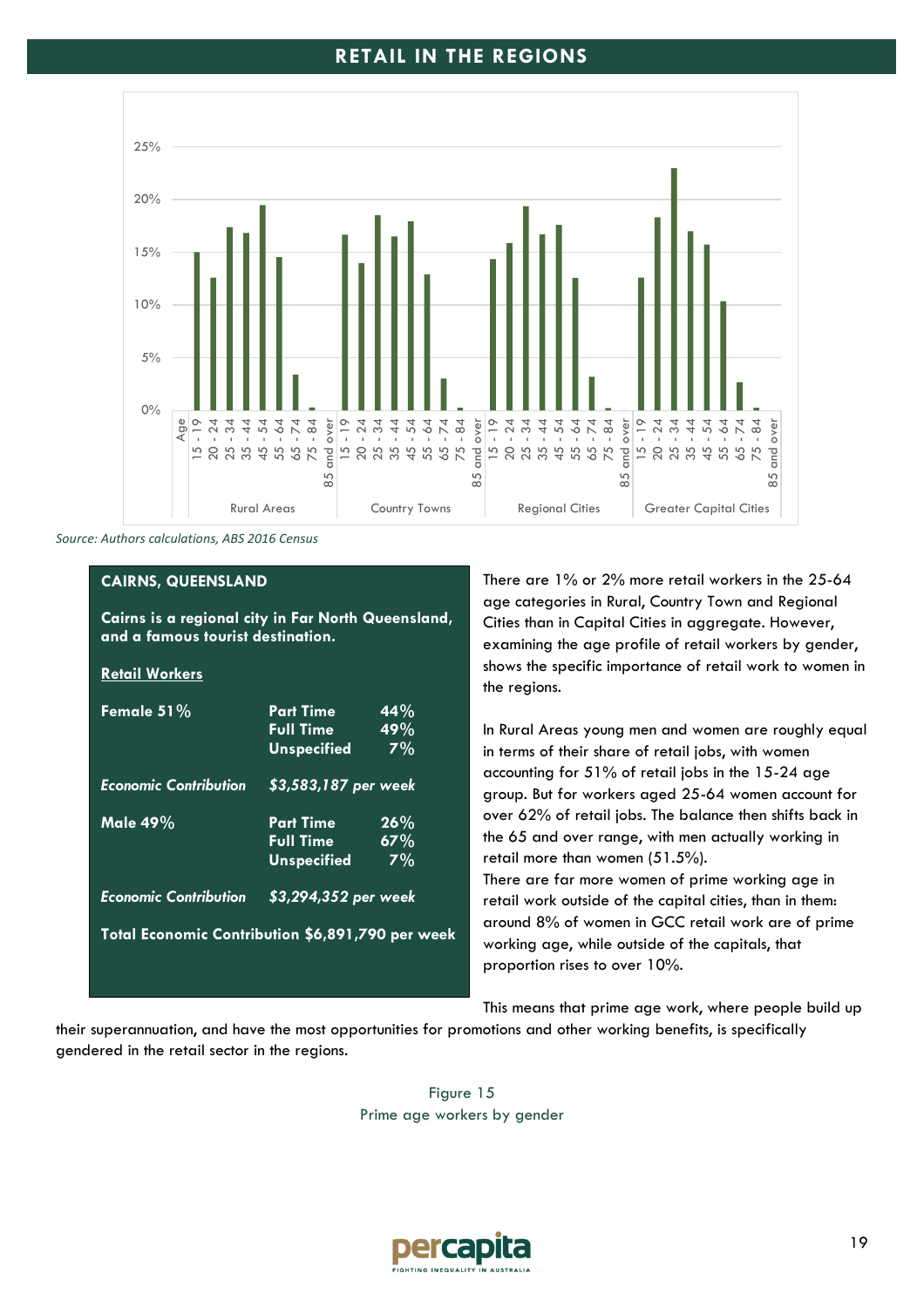# RETAIL IN THE REGIONS

25%
20%
15%
10%
5%
0%

Age
15 - 19
20 - 24
25 - 34
35 - 44
45 - 54
55 - 64
65 - 74
75 - 84
85 and over

Rural Areas
Country Towns
Regional Cities
Greater Capital Cities

*Source: Authors calculations, ABS 2016 Census*

**CAIRNS, QUEENSLAND**

**Cairns is a regional city in Far North Queensland, and a famous tourist destination.**

**Retail Workers**

| | | |
|---|---|---|
| **Female 51%** | **Part Time** | **44%** |
| | **Full Time** | **49%** |
| | **Unspecified** | **7%** |
| ***Economic Contribution*** | ***$3,583,187 per week*** | |
| **Male 49%** | **Part Time** | **26%** |
| | **Full Time** | **67%** |
| | **Unspecified** | **7%** |
| ***Economic Contribution*** | ***$3,294,352 per week*** | |

**Total Economic Contribution $6,891,790 per week**

There are 1% or 2% more retail workers in the 25-64 age categories in Rural, Country Town and Regional Cities than in Capital Cities in aggregate. However, examining the age profile of retail workers by gender, shows the specific importance of retail work to women in the regions.

In Rural Areas young men and women are roughly equal in terms of their share of retail jobs, with women accounting for 51% of retail jobs in the 15-24 age group. But for workers aged 25-64 women account for over 62% of retail jobs. The balance then shifts back in the 65 and over range, with men actually working in retail more than women (51.5%).
There are far more women of prime working age in retail work outside of the capital cities, than in them: around 8% of women in GCC retail work are of prime working age, while outside of the capitals, that proportion rises to over 10%.

This means that prime age work, where people build up their superannuation, and have the most opportunities for promotions and other working benefits, is specifically gendered in the retail sector in the regions.

Figure 15
Prime age workers by gender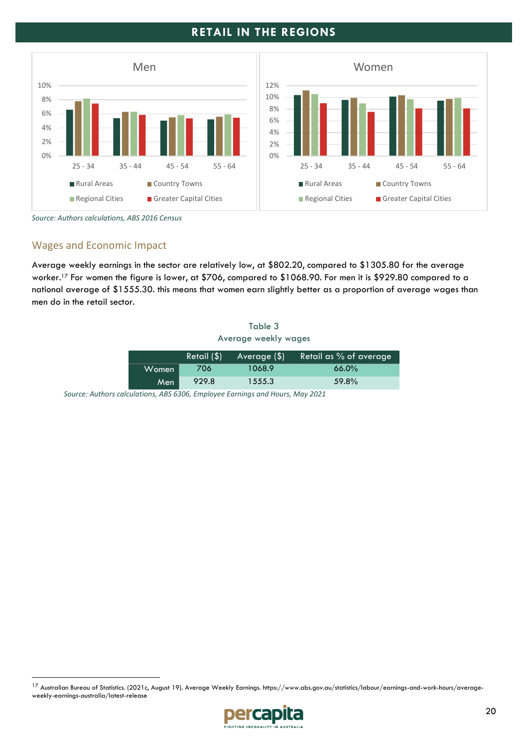Men

10%
8%
6%
4%
2%
0%

25 - 34
35 - 44
45 - 54
55 - 64

Rural Areas
Country Towns
Regional Cities
Greater Capital Cities

Women

12%
10%
8%
6%
4%
2%
0%

25 - 34
35 - 44
45 - 54
55 - 64

Rural Areas
Country Towns
Regional Cities
Greater Capital Cities

*Source: Authors calculations, ABS 2016 Census*

## Wages and Economic Impact

Average weekly earnings in the sector are relatively low, at $802.20, compared to $1305.80 for the average worker.[17] For women the figure is lower, at $706, compared to $1068.90. For men it is $929.80 compared to a national average of $1555.30. this means that women earn slightly better as a proportion of average wages than men do in the retail sector.

Table 3
Average weekly wages

| | Retail ($) | Average ($) | Retail as % of average |
|---|---|---|---|
| Women | 706 | 1068.9 | 66.0% |
| Men | 929.8 | 1555.3 | 59.8% |

*Source: Authors calculations, ABS 6306, Employee Earnings and Hours, May 2021*

[17] Australian Bureau of Statistics. (2021c, August 19). Average Weekly Earnings. https://www.abs.gov.au/statistics/labour/earnings-and-work-hours/average-weekly-earnings-australia/latest-release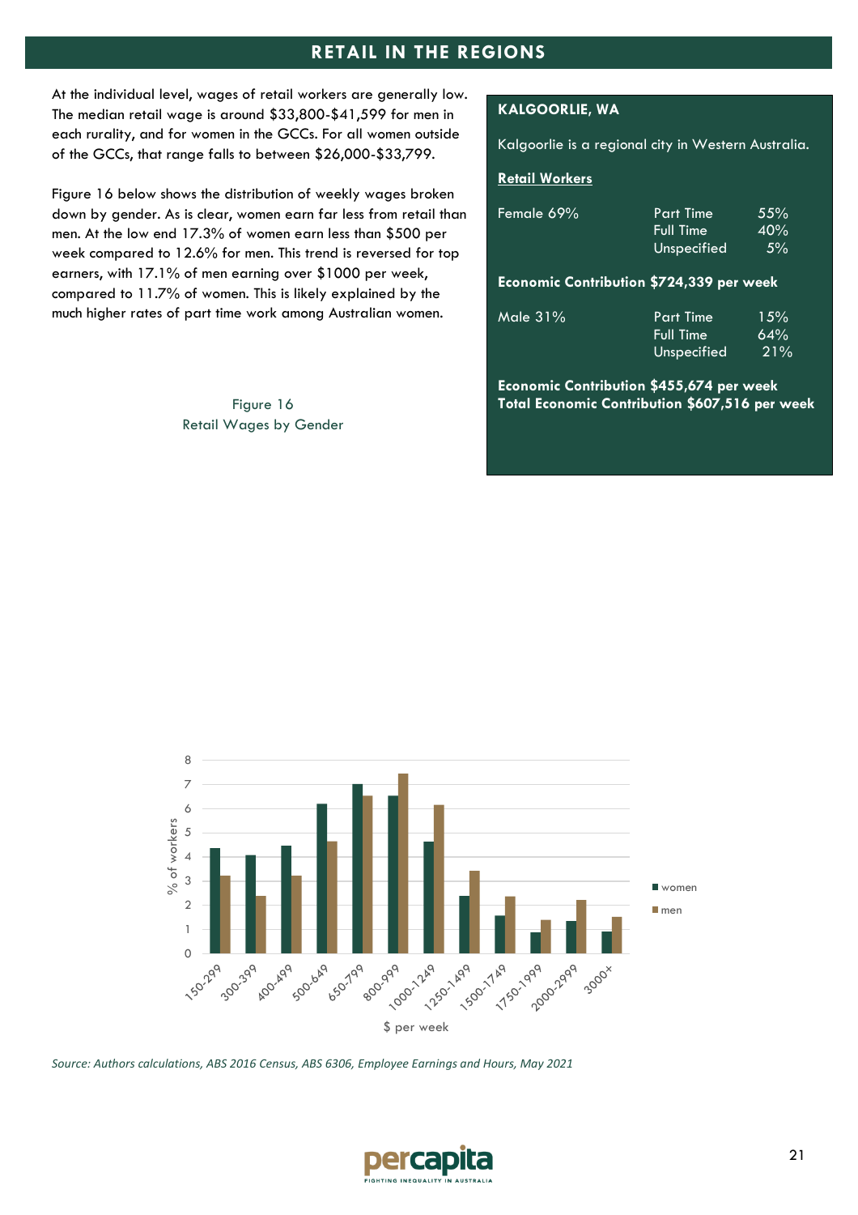## RETAIL IN THE REGIONS

At the individual level, wages of retail workers are generally low. The median retail wage is around $33,800-$41,599 for men in each rurality, and for women in the GCCs. For all women outside of the GCCs, that range falls to between $26,000-$33,799.

Figure 16 below shows the distribution of weekly wages broken down by gender. As is clear, women earn far less from retail than men. At the low end 17.3% of women earn less than $500 per week compared to 12.6% for men. This trend is reversed for top earners, with 17.1% of men earning over $1000 per week, compared to 11.7% of women. This is likely explained by the much higher rates of part time work among Australian women.

### KALGOORLIE, WA

Kalgoorlie is a regional city in Western Australia.

**Retail Workers**

| | | |
|---|---|---|
| Female 69% | Part Time | 55% |
| | Full Time | 40% |
| | Unspecified | 5% |

**Economic Contribution $724,339 per week**

| | | |
|---|---|---|
| Male 31% | Part Time | 15% |
| | Full Time | 64% |
| | Unspecified | 21% |

**Economic Contribution $455,674 per week**
**Total Economic Contribution $607,516 per week**

Figure 16
Retail Wages by Gender

% of workers
0
1
2
3
4
5
6
7
8

150-299
300-399
400-499
500-649
650-799
800-999
1000-1249
1250-1499
1500-1749
1750-1999
2000-2999
3000+

$ per week

women
men

*Source: Authors calculations, ABS 2016 Census, ABS 6306, Employee Earnings and Hours, May 2021*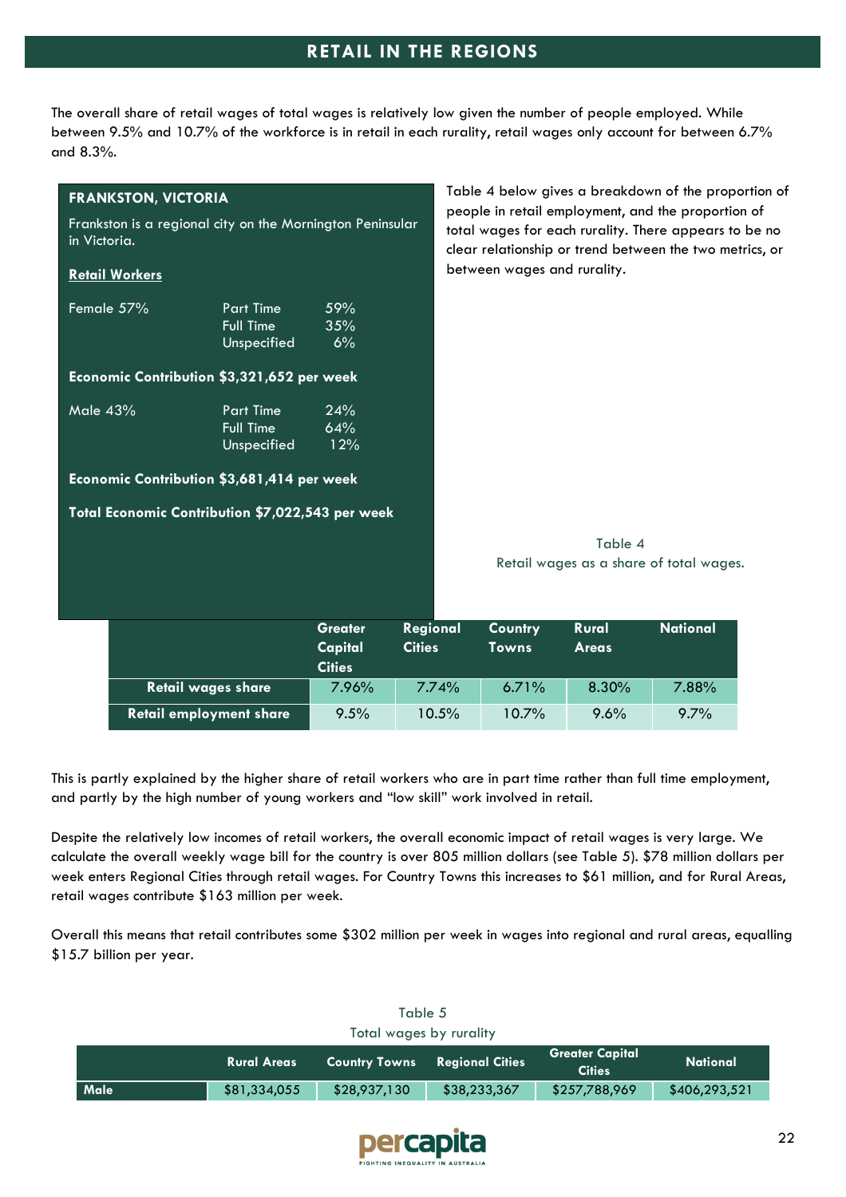## RETAIL IN THE REGIONS

The overall share of retail wages of total wages is relatively low given the number of people employed. While between 9.5% and 10.7% of the workforce is in retail in each rurality, retail wages only account for between 6.7% and 8.3%.

Table 4 below gives a breakdown of the proportion of people in retail employment, and the proportion of total wages for each rurality. There appears to be no clear relationship or trend between the two metrics, or between wages and rurality.

### FRANKSTON, VICTORIA

Frankston is a regional city on the Mornington Peninsular in Victoria.

**Retail Workers**

| | | |
|---|---|---|
| Female 57% | Part Time | 59% |
| | Full Time | 35% |
| | Unspecified | 6% |

**Economic Contribution $3,321,652 per week**

| | | |
|---|---|---|
| Male 43% | Part Time | 24% |
| | Full Time | 64% |
| | Unspecified | 12% |

**Economic Contribution $3,681,414 per week**

**Total Economic Contribution $7,022,543 per week**

Table 4
Retail wages as a share of total wages.

| | Greater Capital Cities | Regional Cities | Country Towns | Rural Areas | National |
|---|---|---|---|---|---|
| Retail wages share | 7.96% | 7.74% | 6.71% | 8.30% | 7.88% |
| Retail employment share | 9.5% | 10.5% | 10.7% | 9.6% | 9.7% |

This is partly explained by the higher share of retail workers who are in part time rather than full time employment, and partly by the high number of young workers and "low skill" work involved in retail.

Despite the relatively low incomes of retail workers, the overall economic impact of retail wages is very large. We calculate the overall weekly wage bill for the country is over 805 million dollars (see Table 5). $78 million dollars per week enters Regional Cities through retail wages. For Country Towns this increases to $61 million, and for Rural Areas, retail wages contribute $163 million per week.

Overall this means that retail contributes some $302 million per week in wages into regional and rural areas, equalling $15.7 billion per year.

Table 5
Total wages by rurality

| | Rural Areas | Country Towns | Regional Cities | Greater Capital Cities | National |
|---|---|---|---|---|---|
| Male | $81,334,055 | $28,937,130 | $38,233,367 | $257,788,969 | $406,293,521 |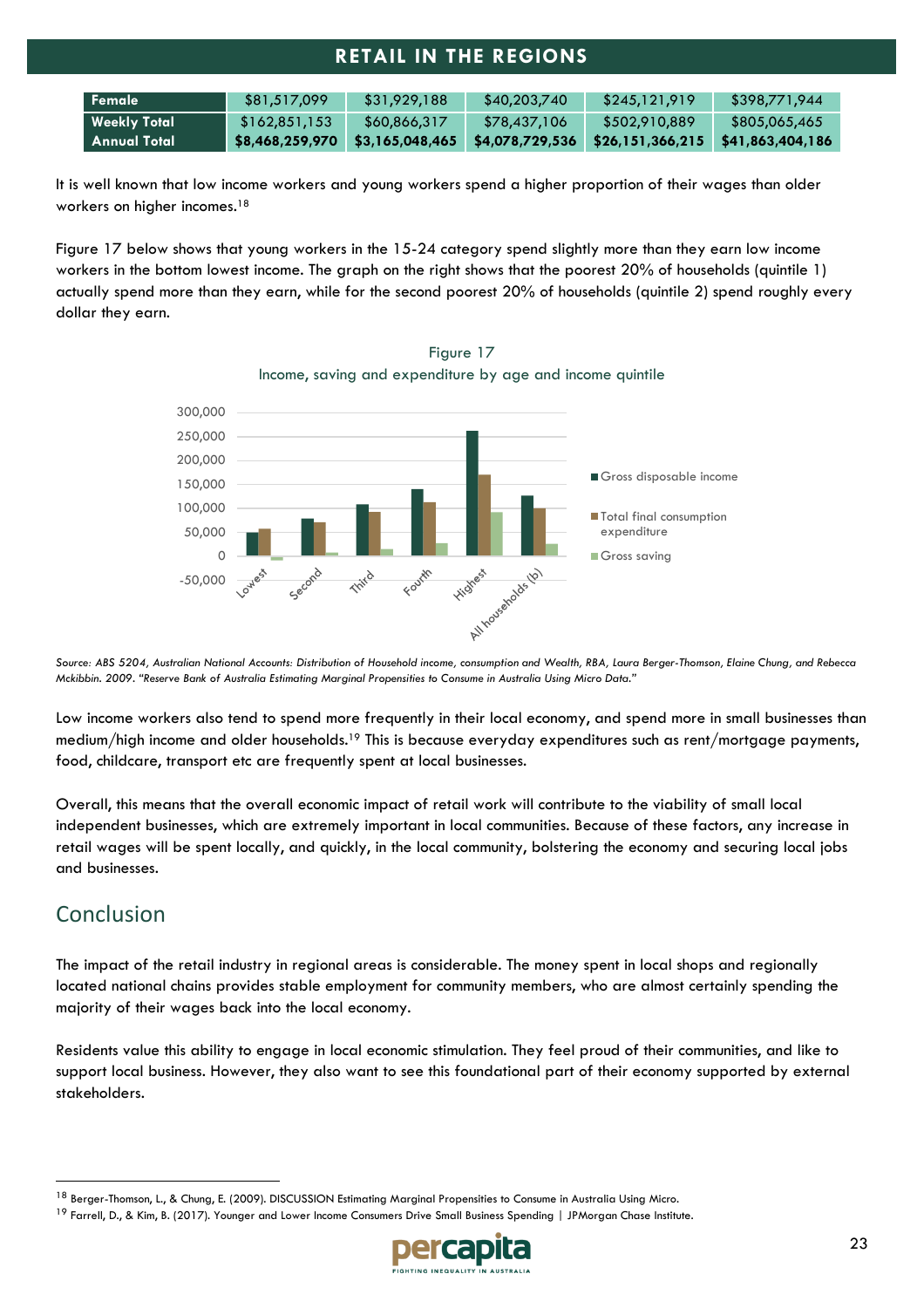| | | | | | |
|---|---|---|---|---|---|
| **Female** | $81,517,099 | $31,929,188 | $40,203,740 | $245,121,919 | $398,771,944 |
| **Weekly Total** | $162,851,153 | $60,866,317 | $78,437,106 | $502,910,889 | $805,065,465 |
| **Annual Total** | **$8,468,259,970** | **$3,165,048,465** | **$4,078,729,536** | **$26,151,366,215** | **$41,863,404,186** |

It is well known that low income workers and young workers spend a higher proportion of their wages than older workers on higher incomes.[18]

Figure 17 below shows that young workers in the 15-24 category spend slightly more than they earn low income workers in the bottom lowest income. The graph on the right shows that the poorest 20% of households (quintile 1) actually spend more than they earn, while for the second poorest 20% of households (quintile 2) spend roughly every dollar they earn.

Figure 17
Income, saving and expenditure by age and income quintile

300,000
250,000
200,000
150,000
100,000
50,000
0
-50,000

Lowest
Second
Third
Fourth
Highest
All households (b)

Gross disposable income
Total final consumption expenditure
Gross saving

*Source: ABS 5204, Australian National Accounts: Distribution of Household income, consumption and Wealth, RBA, Laura Berger-Thomson, Elaine Chung, and Rebecca Mckibbin. 2009. "Reserve Bank of Australia Estimating Marginal Propensities to Consume in Australia Using Micro Data."*

Low income workers also tend to spend more frequently in their local economy, and spend more in small businesses than medium/high income and older households.[19] This is because everyday expenditures such as rent/mortgage payments, food, childcare, transport etc are frequently spent at local businesses.

Overall, this means that the overall economic impact of retail work will contribute to the viability of small local independent businesses, which are extremely important in local communities. Because of these factors, any increase in retail wages will be spent locally, and quickly, in the local community, bolstering the economy and securing local jobs and businesses.

## Conclusion

The impact of the retail industry in regional areas is considerable. The money spent in local shops and regionally located national chains provides stable employment for community members, who are almost certainly spending the majority of their wages back into the local economy.

Residents value this ability to engage in local economic stimulation. They feel proud of their communities, and like to support local business. However, they also want to see this foundational part of their economy supported by external stakeholders.

[18] Berger-Thomson, L., & Chung, E. (2009). DISCUSSION Estimating Marginal Propensities to Consume in Australia Using Micro.

[19] Farrell, D., & Kim, B. (2017). Younger and Lower Income Consumers Drive Small Business Spending | JPMorgan Chase Institute.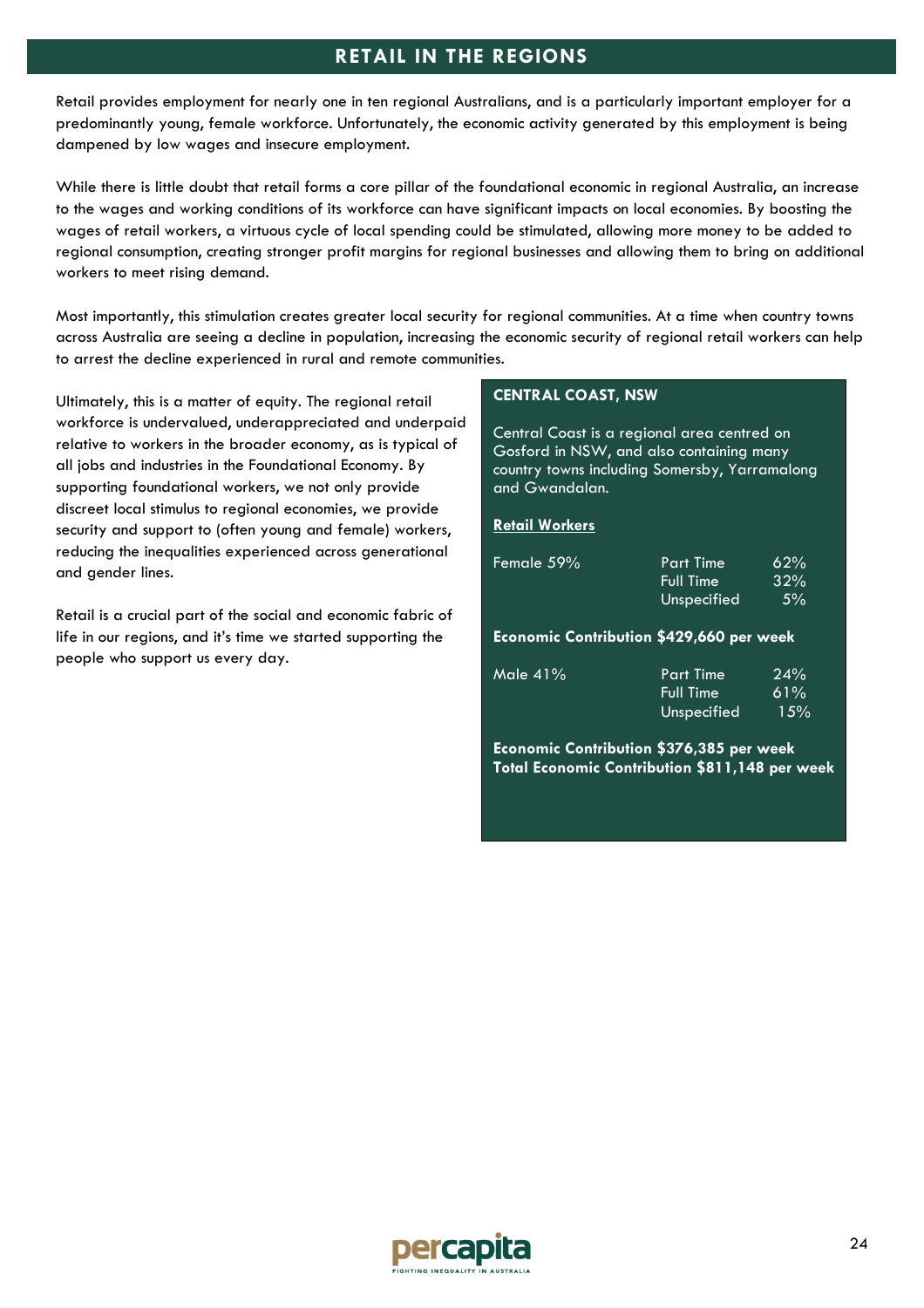# RETAIL IN THE REGIONS

Retail provides employment for nearly one in ten regional Australians, and is a particularly important employer for a predominantly young, female workforce. Unfortunately, the economic activity generated by this employment is being dampened by low wages and insecure employment.

While there is little doubt that retail forms a core pillar of the foundational economic in regional Australia, an increase to the wages and working conditions of its workforce can have significant impacts on local economies. By boosting the wages of retail workers, a virtuous cycle of local spending could be stimulated, allowing more money to be added to regional consumption, creating stronger profit margins for regional businesses and allowing them to bring on additional workers to meet rising demand.

Most importantly, this stimulation creates greater local security for regional communities. At a time when country towns across Australia are seeing a decline in population, increasing the economic security of regional retail workers can help to arrest the decline experienced in rural and remote communities.

Ultimately, this is a matter of equity. The regional retail workforce is undervalued, underappreciated and underpaid relative to workers in the broader economy, as is typical of all jobs and industries in the Foundational Economy. By supporting foundational workers, we not only provide discreet local stimulus to regional economies, we provide security and support to (often young and female) workers, reducing the inequalities experienced across generational and gender lines.

Retail is a crucial part of the social and economic fabric of life in our regions, and it's time we started supporting the people who support us every day.

**CENTRAL COAST, NSW**

Central Coast is a regional area centred on Gosford in NSW, and also containing many country towns including Somersby, Yarramalong and Gwandalan.

**Retail Workers**

| | | |
|---|---|---|
| Female 59% | Part Time | 62% |
| | Full Time | 32% |
| | Unspecified | 5% |

**Economic Contribution $429,660 per week**

| | | |
|---|---|---|
| Male 41% | Part Time | 24% |
| | Full Time | 61% |
| | Unspecified | 15% |

**Economic Contribution $376,385 per week**
**Total Economic Contribution $811,148 per week**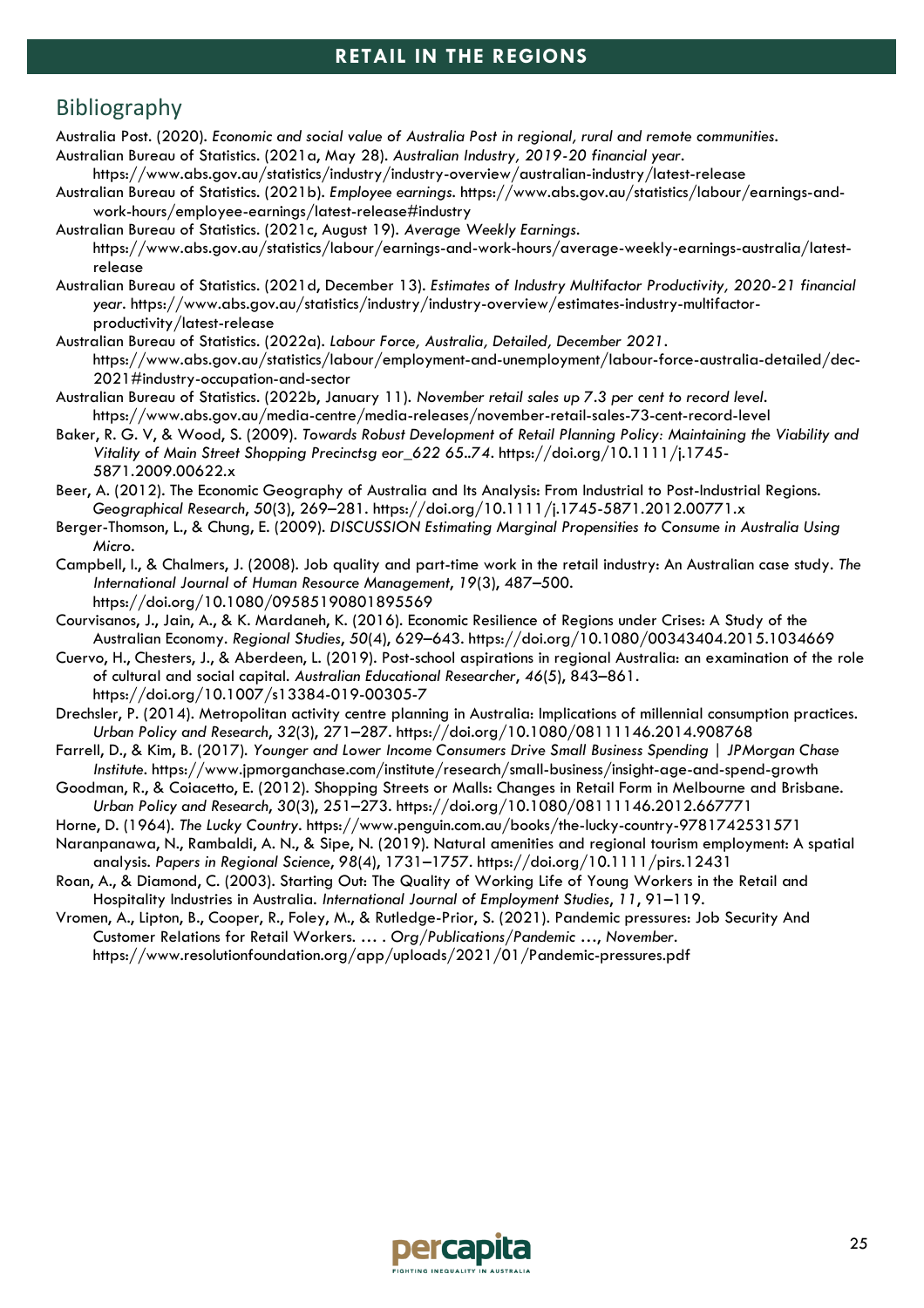## Bibliography

Australia Post. (2020). *Economic and social value of Australia Post in regional, rural and remote communities*.

Australian Bureau of Statistics. (2021a, May 28). *Australian Industry, 2019-20 financial year*. https://www.abs.gov.au/statistics/industry/industry-overview/australian-industry/latest-release

Australian Bureau of Statistics. (2021b). *Employee earnings*. https://www.abs.gov.au/statistics/labour/earnings-and-work-hours/employee-earnings/latest-release#industry

Australian Bureau of Statistics. (2021c, August 19). *Average Weekly Earnings*. https://www.abs.gov.au/statistics/labour/earnings-and-work-hours/average-weekly-earnings-australia/latest-release

Australian Bureau of Statistics. (2021d, December 13). *Estimates of Industry Multifactor Productivity, 2020-21 financial year*. https://www.abs.gov.au/statistics/industry/industry-overview/estimates-industry-multifactor-productivity/latest-release

Australian Bureau of Statistics. (2022a). *Labour Force, Australia, Detailed, December 2021*. https://www.abs.gov.au/statistics/labour/employment-and-unemployment/labour-force-australia-detailed/dec-2021#industry-occupation-and-sector

Australian Bureau of Statistics. (2022b, January 11). *November retail sales up 7.3 per cent to record level*. https://www.abs.gov.au/media-centre/media-releases/november-retail-sales-73-cent-record-level

Baker, R. G. V, & Wood, S. (2009). *Towards Robust Development of Retail Planning Policy: Maintaining the Viability and Vitality of Main Street Shopping Precinctsg eor_622 65..74*. https://doi.org/10.1111/j.1745-5871.2009.00622.x

Beer, A. (2012). The Economic Geography of Australia and Its Analysis: From Industrial to Post-Industrial Regions. *Geographical Research*, *50*(3), 269–281. https://doi.org/10.1111/j.1745-5871.2012.00771.x

Berger-Thomson, L., & Chung, E. (2009). *DISCUSSION Estimating Marginal Propensities to Consume in Australia Using Micro*.

Campbell, I., & Chalmers, J. (2008). Job quality and part-time work in the retail industry: An Australian case study. *The International Journal of Human Resource Management*, *19*(3), 487–500. https://doi.org/10.1080/09585190801895569

Courvisanos, J., Jain, A., & K. Mardaneh, K. (2016). Economic Resilience of Regions under Crises: A Study of the Australian Economy. *Regional Studies*, *50*(4), 629–643. https://doi.org/10.1080/00343404.2015.1034669

Cuervo, H., Chesters, J., & Aberdeen, L. (2019). Post-school aspirations in regional Australia: an examination of the role of cultural and social capital. *Australian Educational Researcher*, *46*(5), 843–861. https://doi.org/10.1007/s13384-019-00305-7

Drechsler, P. (2014). Metropolitan activity centre planning in Australia: Implications of millennial consumption practices. *Urban Policy and Research*, *32*(3), 271–287. https://doi.org/10.1080/08111146.2014.908768

Farrell, D., & Kim, B. (2017). *Younger and Lower Income Consumers Drive Small Business Spending | JPMorgan Chase Institute*. https://www.jpmorganchase.com/institute/research/small-business/insight-age-and-spend-growth

Goodman, R., & Coiacetto, E. (2012). Shopping Streets or Malls: Changes in Retail Form in Melbourne and Brisbane. *Urban Policy and Research*, *30*(3), 251–273. https://doi.org/10.1080/08111146.2012.667771

Horne, D. (1964). *The Lucky Country*. https://www.penguin.com.au/books/the-lucky-country-9781742531571

Naranpanawa, N., Rambaldi, A. N., & Sipe, N. (2019). Natural amenities and regional tourism employment: A spatial analysis. *Papers in Regional Science*, *98*(4), 1731–1757. https://doi.org/10.1111/pirs.12431

Roan, A., & Diamond, C. (2003). Starting Out: The Quality of Working Life of Young Workers in the Retail and Hospitality Industries in Australia. *International Journal of Employment Studies*, *11*, 91–119.

Vromen, A., Lipton, B., Cooper, R., Foley, M., & Rutledge-Prior, S. (2021). Pandemic pressures: Job Security And Customer Relations for Retail Workers. *… . Org/Publications/Pandemic …*, *November*. https://www.resolutionfoundation.org/app/uploads/2021/01/Pandemic-pressures.pdf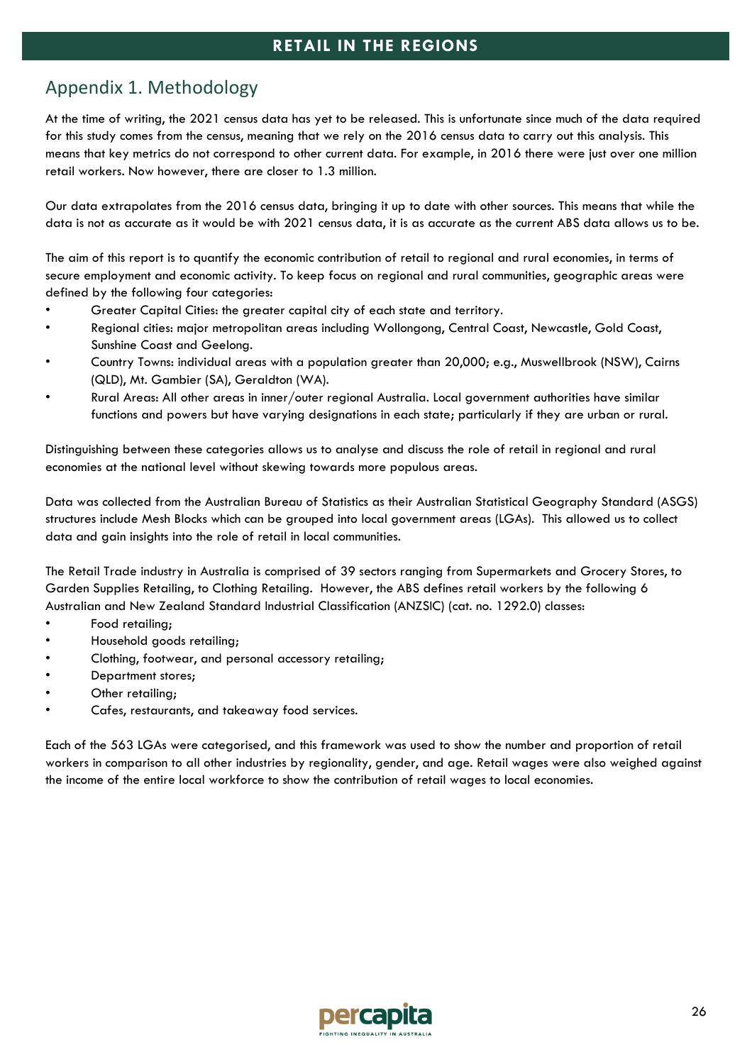## Appendix 1. Methodology

At the time of writing, the 2021 census data has yet to be released. This is unfortunate since much of the data required for this study comes from the census, meaning that we rely on the 2016 census data to carry out this analysis. This means that key metrics do not correspond to other current data. For example, in 2016 there were just over one million retail workers. Now however, there are closer to 1.3 million.

Our data extrapolates from the 2016 census data, bringing it up to date with other sources. This means that while the data is not as accurate as it would be with 2021 census data, it is as accurate as the current ABS data allows us to be.

The aim of this report is to quantify the economic contribution of retail to regional and rural economies, in terms of secure employment and economic activity. To keep focus on regional and rural communities, geographic areas were defined by the following four categories:

- Greater Capital Cities: the greater capital city of each state and territory.
- Regional cities: major metropolitan areas including Wollongong, Central Coast, Newcastle, Gold Coast, Sunshine Coast and Geelong.
- Country Towns: individual areas with a population greater than 20,000; e.g., Muswellbrook (NSW), Cairns (QLD), Mt. Gambier (SA), Geraldton (WA).
- Rural Areas: All other areas in inner/outer regional Australia. Local government authorities have similar functions and powers but have varying designations in each state; particularly if they are urban or rural.

Distinguishing between these categories allows us to analyse and discuss the role of retail in regional and rural economies at the national level without skewing towards more populous areas.

Data was collected from the Australian Bureau of Statistics as their Australian Statistical Geography Standard (ASGS) structures include Mesh Blocks which can be grouped into local government areas (LGAs). This allowed us to collect data and gain insights into the role of retail in local communities.

The Retail Trade industry in Australia is comprised of 39 sectors ranging from Supermarkets and Grocery Stores, to Garden Supplies Retailing, to Clothing Retailing. However, the ABS defines retail workers by the following 6 Australian and New Zealand Standard Industrial Classification (ANZSIC) (cat. no. 1292.0) classes:

- Food retailing;
- Household goods retailing;
- Clothing, footwear, and personal accessory retailing;
- Department stores;
- Other retailing;
- Cafes, restaurants, and takeaway food services.

Each of the 563 LGAs were categorised, and this framework was used to show the number and proportion of retail workers in comparison to all other industries by regionality, gender, and age. Retail wages were also weighed against the income of the entire local workforce to show the contribution of retail wages to local economies.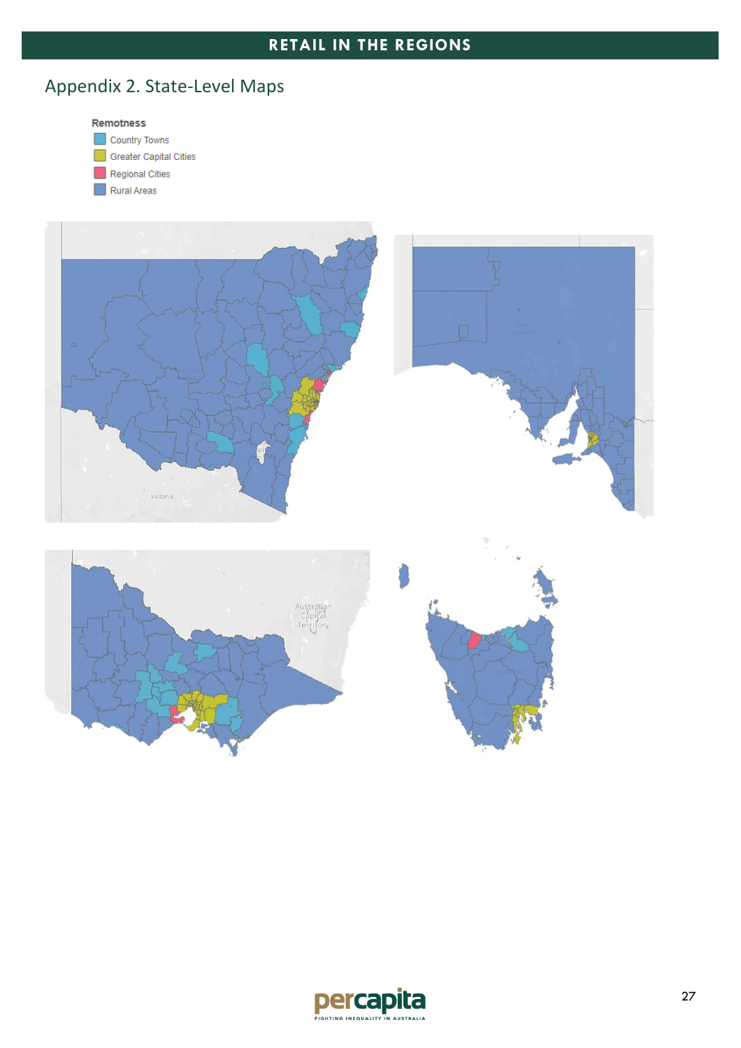## Appendix 2. State-Level Maps

Remotness

Country Towns

Greater Capital Cities

Regional Cities

Rural Areas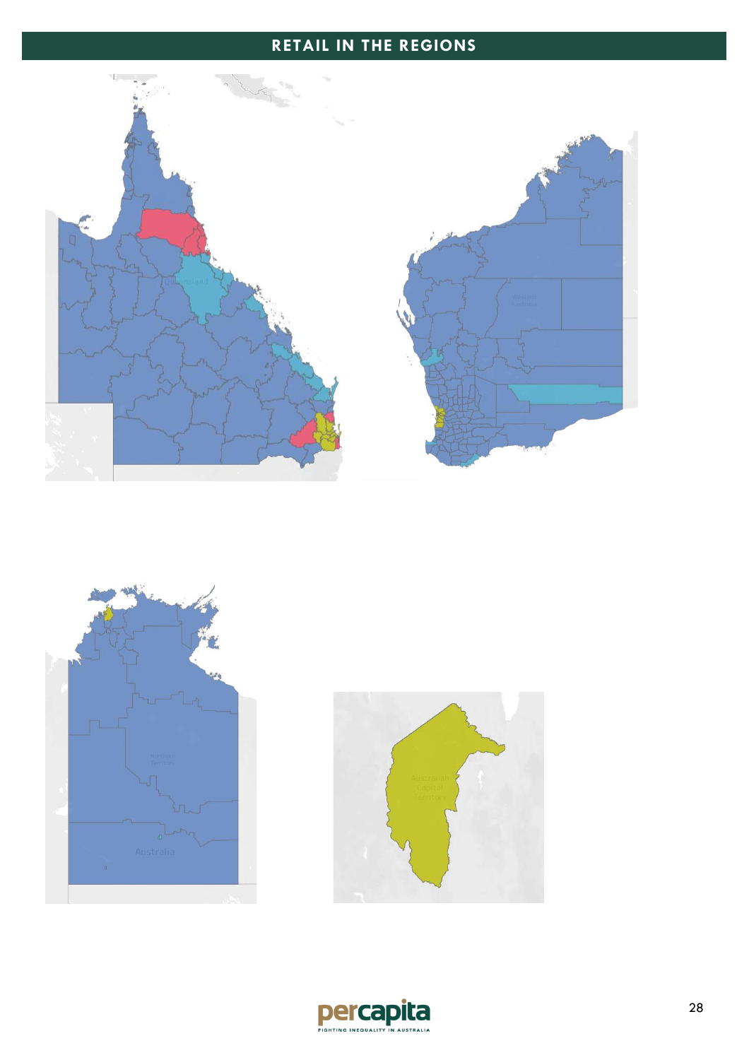## RETAIL IN THE REGIONS

Queensland

Western Australia

Northern Territory

Australia

Australian Capital Territory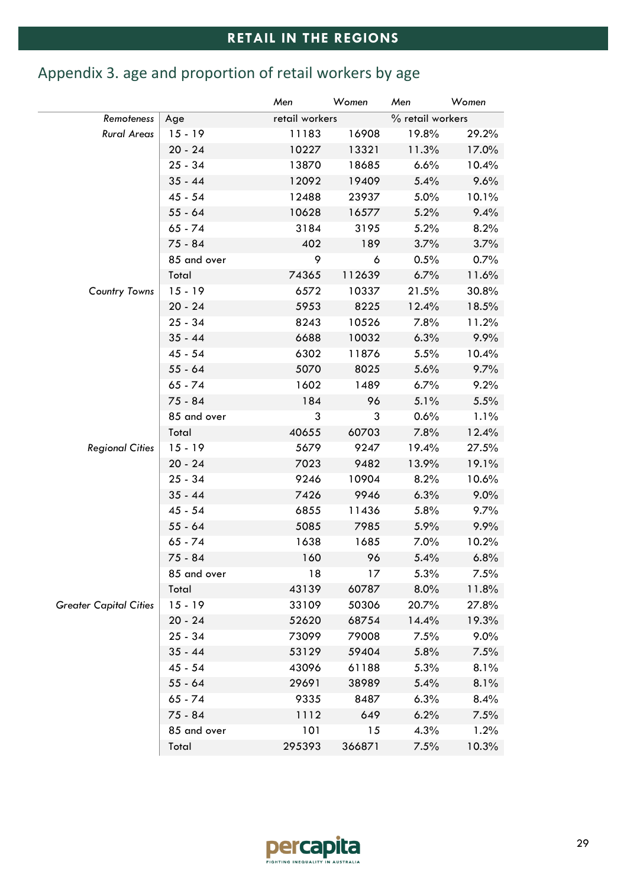## Appendix 3. age and proportion of retail workers by age

| | | Men | Women | Men | Women |
|---|---|---|---|---|---|
| *Remoteness* | Age | retail workers | | % retail workers | |
| *Rural Areas* | 15 - 19 | 11183 | 16908 | 19.8% | 29.2% |
| | 20 - 24 | 10227 | 13321 | 11.3% | 17.0% |
| | 25 - 34 | 13870 | 18685 | 6.6% | 10.4% |
| | 35 - 44 | 12092 | 19409 | 5.4% | 9.6% |
| | 45 - 54 | 12488 | 23937 | 5.0% | 10.1% |
| | 55 - 64 | 10628 | 16577 | 5.2% | 9.4% |
| | 65 - 74 | 3184 | 3195 | 5.2% | 8.2% |
| | 75 - 84 | 402 | 189 | 3.7% | 3.7% |
| | 85 and over | 9 | 6 | 0.5% | 0.7% |
| | Total | 74365 | 112639 | 6.7% | 11.6% |
| *Country Towns* | 15 - 19 | 6572 | 10337 | 21.5% | 30.8% |
| | 20 - 24 | 5953 | 8225 | 12.4% | 18.5% |
| | 25 - 34 | 8243 | 10526 | 7.8% | 11.2% |
| | 35 - 44 | 6688 | 10032 | 6.3% | 9.9% |
| | 45 - 54 | 6302 | 11876 | 5.5% | 10.4% |
| | 55 - 64 | 5070 | 8025 | 5.6% | 9.7% |
| | 65 - 74 | 1602 | 1489 | 6.7% | 9.2% |
| | 75 - 84 | 184 | 96 | 5.1% | 5.5% |
| | 85 and over | 3 | 3 | 0.6% | 1.1% |
| | Total | 40655 | 60703 | 7.8% | 12.4% |
| *Regional Cities* | 15 - 19 | 5679 | 9247 | 19.4% | 27.5% |
| | 20 - 24 | 7023 | 9482 | 13.9% | 19.1% |
| | 25 - 34 | 9246 | 10904 | 8.2% | 10.6% |
| | 35 - 44 | 7426 | 9946 | 6.3% | 9.0% |
| | 45 - 54 | 6855 | 11436 | 5.8% | 9.7% |
| | 55 - 64 | 5085 | 7985 | 5.9% | 9.9% |
| | 65 - 74 | 1638 | 1685 | 7.0% | 10.2% |
| | 75 - 84 | 160 | 96 | 5.4% | 6.8% |
| | 85 and over | 18 | 17 | 5.3% | 7.5% |
| | Total | 43139 | 60787 | 8.0% | 11.8% |
| *Greater Capital Cities* | 15 - 19 | 33109 | 50306 | 20.7% | 27.8% |
| | 20 - 24 | 52620 | 68754 | 14.4% | 19.3% |
| | 25 - 34 | 73099 | 79008 | 7.5% | 9.0% |
| | 35 - 44 | 53129 | 59404 | 5.8% | 7.5% |
| | 45 - 54 | 43096 | 61188 | 5.3% | 8.1% |
| | 55 - 64 | 29691 | 38989 | 5.4% | 8.1% |
| | 65 - 74 | 9335 | 8487 | 6.3% | 8.4% |
| | 75 - 84 | 1112 | 649 | 6.2% | 7.5% |
| | 85 and over | 101 | 15 | 4.3% | 1.2% |
| | Total | 295393 | 366871 | 7.5% | 10.3% |